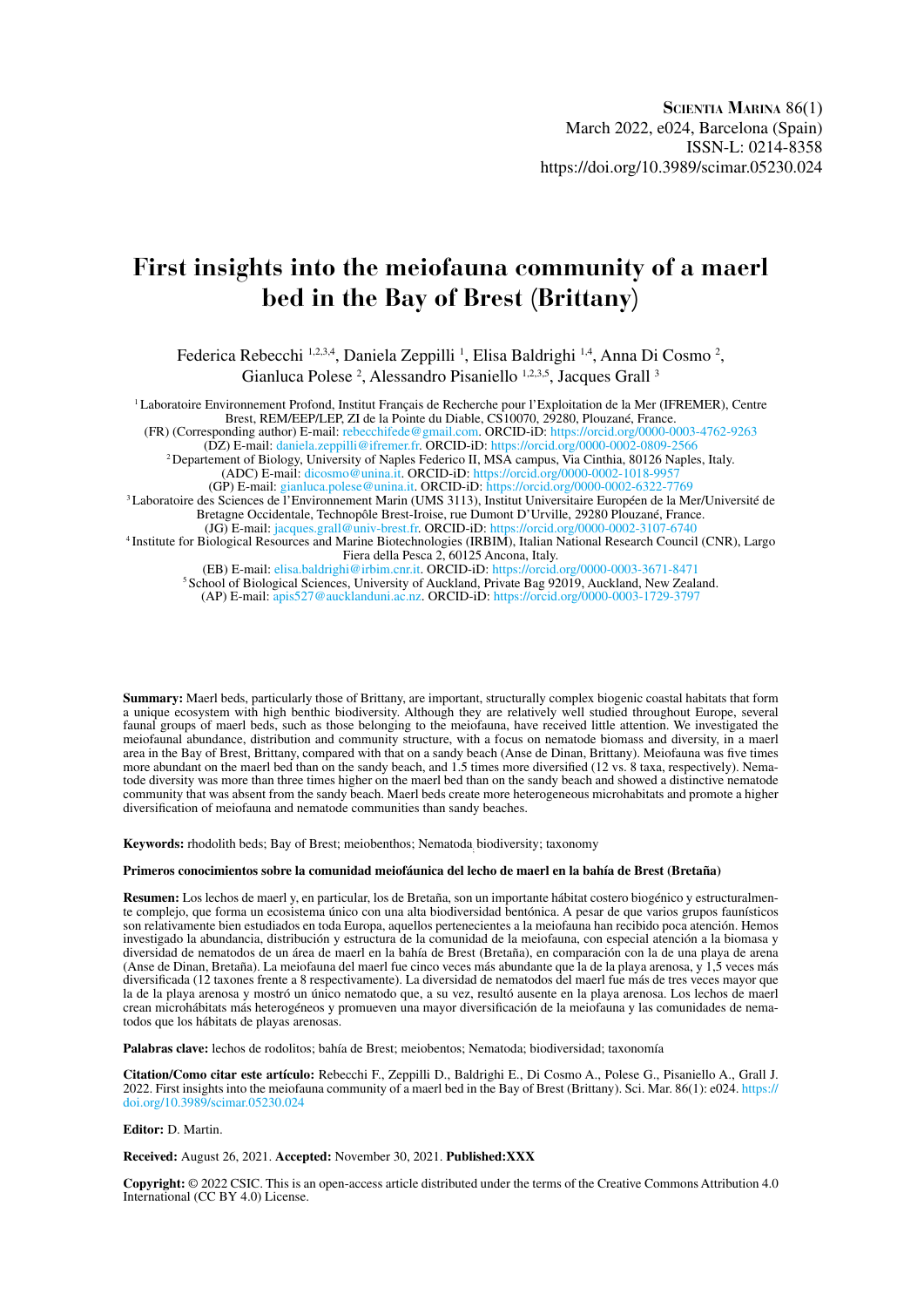**Scientia Marina** 86(1)
March 2022, e024, Barcelona (Spain)
ISSN-L: 0214-8358
https://doi.org/10.3989/scimar.05230.024

# First insights into the meiofauna community of a maerl bed in the Bay of Brest (Brittany)

Federica Rebecchi [1,2,3,4], Daniela Zeppilli [1], Elisa Baldrighi [1,4], Anna Di Cosmo [2], Gianluca Polese [2], Alessandro Pisaniello [1,2,3,5], Jacques Grall [3]

[1] Laboratoire Environnement Profond, Institut Français de Recherche pour l'Exploitation de la Mer (IFREMER), Centre Brest, REM/EEP/LEP, ZI de la Pointe du Diable, CS10070, 29280, Plouzané, France.
(FR) (Corresponding author) E-mail: rebecchifede@gmail.com. ORCID-iD: https://orcid.org/0000-0003-4762-9263
(DZ) E-mail: daniela.zeppilli@ifremer.fr. ORCID-iD: https://orcid.org/0000-0002-0809-2566
[2] Departement of Biology, University of Naples Federico II, MSA campus, Via Cinthia, 80126 Naples, Italy.
(ADC) E-mail: dicosmo@unina.it. ORCID-iD: https://orcid.org/0000-0002-1018-9957
(GP) E-mail: gianluca.polese@unina.it. ORCID-iD: https://orcid.org/0000-0002-6322-7769
[3] Laboratoire des Sciences de l'Environnement Marin (UMS 3113), Institut Universitaire Européen de la Mer/Université de Bretagne Occidentale, Technopôle Brest-Iroise, rue Dumont D'Urville, 29280 Plouzané, France.
(JG) E-mail: jacques.grall@univ-brest.fr. ORCID-iD: https://orcid.org/0000-0002-3107-6740
[4] Institute for Biological Resources and Marine Biotechnologies (IRBIM), Italian National Research Council (CNR), Largo Fiera della Pesca 2, 60125 Ancona, Italy.
(EB) E-mail: elisa.baldrighi@irbim.cnr.it. ORCID-iD: https://orcid.org/0000-0003-3671-8471
[5] School of Biological Sciences, University of Auckland, Private Bag 92019, Auckland, New Zealand.
(AP) E-mail: apis527@aucklanduni.ac.nz. ORCID-iD: https://orcid.org/0000-0003-1729-3797

**Summary:** Maerl beds, particularly those of Brittany, are important, structurally complex biogenic coastal habitats that form a unique ecosystem with high benthic biodiversity. Although they are relatively well studied throughout Europe, several faunal groups of maerl beds, such as those belonging to the meiofauna, have received little attention. We investigated the meiofaunal abundance, distribution and community structure, with a focus on nematode biomass and diversity, in a maerl area in the Bay of Brest, Brittany, compared with that on a sandy beach (Anse de Dinan, Brittany). Meiofauna was five times more abundant on the maerl bed than on the sandy beach, and 1.5 times more diversified (12 vs. 8 taxa, respectively). Nematode diversity was more than three times higher on the maerl bed than on the sandy beach and showed a distinctive nematode community that was absent from the sandy beach. Maerl beds create more heterogeneous microhabitats and promote a higher diversification of meiofauna and nematode communities than sandy beaches.

**Keywords:** rhodolith beds; Bay of Brest; meiobenthos; Nematoda; biodiversity; taxonomy

**Primeros conocimientos sobre la comunidad meiofáunica del lecho de maerl en la bahía de Brest (Bretaña)**

**Resumen:** Los lechos de maerl y, en particular, los de Bretaña, son un importante hábitat costero biogénico y estructuralmente complejo, que forma un ecosistema único con una alta biodiversidad bentónica. A pesar de que varios grupos faunísticos son relativamente bien estudiados en toda Europa, aquellos pertenecientes a la meiofauna han recibido poca atención. Hemos investigado la abundancia, distribución y estructura de la comunidad de la meiofauna, con especial atención a la biomasa y diversidad de nematodos de un área de maerl en la bahía de Brest (Bretaña), en comparación con la de una playa de arena (Anse de Dinan, Bretaña). La meiofauna del maerl fue cinco veces más abundante que la de la playa arenosa, y 1,5 veces más diversificada (12 taxones frente a 8 respectivamente). La diversidad de nematodos del maerl fue más de tres veces mayor que la de la playa arenosa y mostró un único nematodo que, a su vez, resultó ausente en la playa arenosa. Los lechos de maerl crean microhábitats más heterogéneos y promueven una mayor diversificación de la meiofauna y las comunidades de nematodos que los hábitats de playas arenosas.

**Palabras clave:** lechos de rodolitos; bahía de Brest; meiobentos; Nematoda; biodiversidad; taxonomía

**Citation/Como citar este artículo:** Rebecchi F., Zeppilli D., Baldrighi E., Di Cosmo A., Polese G., Pisaniello A., Grall J. 2022. First insights into the meiofauna community of a maerl bed in the Bay of Brest (Brittany). Sci. Mar. 86(1): e024. https://doi.org/10.3989/scimar.05230.024

**Editor:** D. Martin.

**Received:** August 26, 2021. **Accepted:** November 30, 2021. **Published:XXX**

**Copyright:** © 2022 CSIC. This is an open-access article distributed under the terms of the Creative Commons Attribution 4.0 International (CC BY 4.0) License.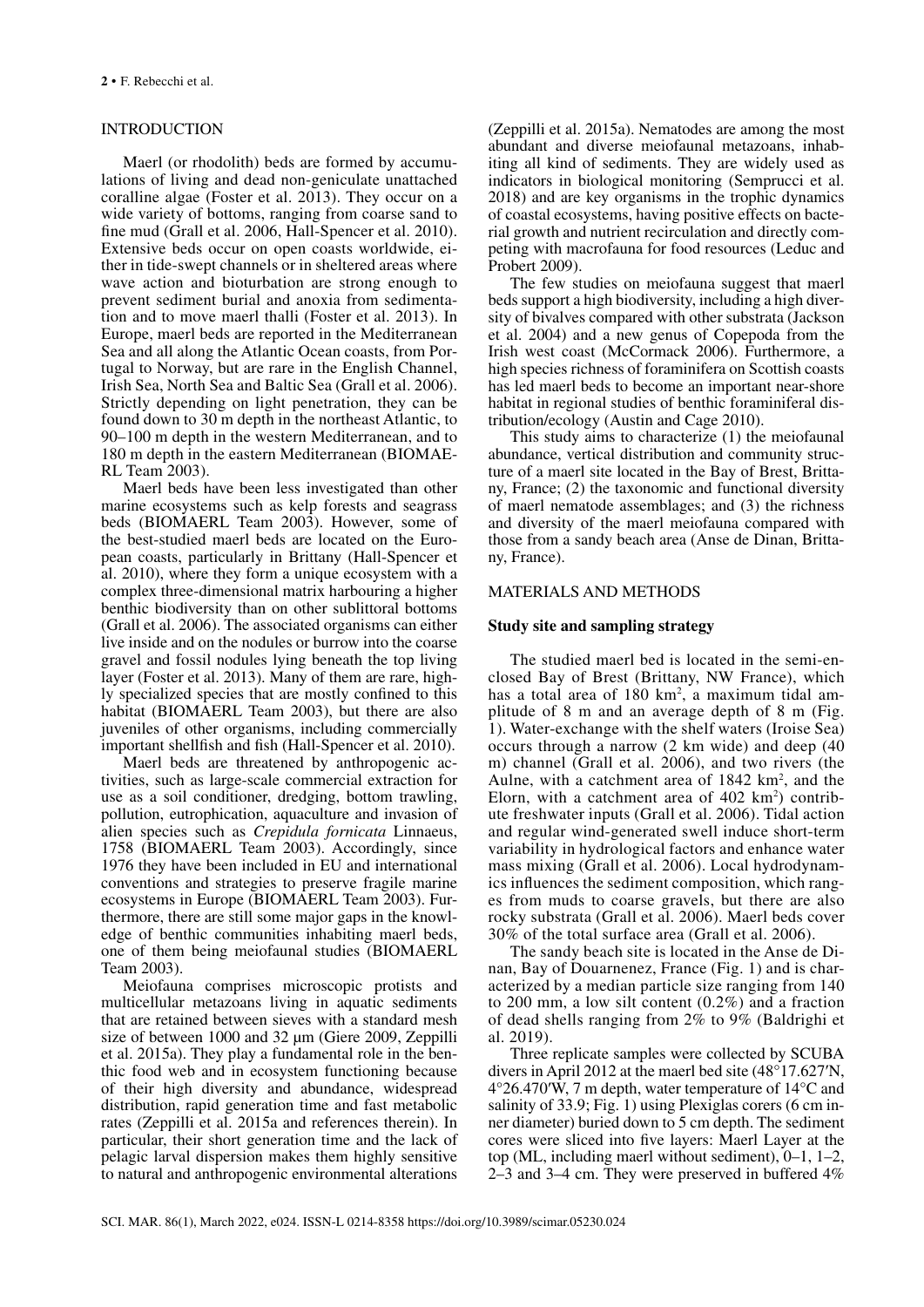## INTRODUCTION

Maerl (or rhodolith) beds are formed by accumulations of living and dead non-geniculate unattached coralline algae (Foster et al. 2013). They occur on a wide variety of bottoms, ranging from coarse sand to fine mud (Grall et al. 2006, Hall-Spencer et al. 2010). Extensive beds occur on open coasts worldwide, either in tide-swept channels or in sheltered areas where wave action and bioturbation are strong enough to prevent sediment burial and anoxia from sedimentation and to move maerl thalli (Foster et al. 2013). In Europe, maerl beds are reported in the Mediterranean Sea and all along the Atlantic Ocean coasts, from Portugal to Norway, but are rare in the English Channel, Irish Sea, North Sea and Baltic Sea (Grall et al. 2006). Strictly depending on light penetration, they can be found down to 30 m depth in the northeast Atlantic, to 90–100 m depth in the western Mediterranean, and to 180 m depth in the eastern Mediterranean (BIOMAERL Team 2003).

Maerl beds have been less investigated than other marine ecosystems such as kelp forests and seagrass beds (BIOMAERL Team 2003). However, some of the best-studied maerl beds are located on the European coasts, particularly in Brittany (Hall-Spencer et al. 2010), where they form a unique ecosystem with a complex three-dimensional matrix harbouring a higher benthic biodiversity than on other sublittoral bottoms (Grall et al. 2006). The associated organisms can either live inside and on the nodules or burrow into the coarse gravel and fossil nodules lying beneath the top living layer (Foster et al. 2013). Many of them are rare, highly specialized species that are mostly confined to this habitat (BIOMAERL Team 2003), but there are also juveniles of other organisms, including commercially important shellfish and fish (Hall-Spencer et al. 2010).

Maerl beds are threatened by anthropogenic activities, such as large-scale commercial extraction for use as a soil conditioner, dredging, bottom trawling, pollution, eutrophication, aquaculture and invasion of alien species such as *Crepidula fornicata* Linnaeus, 1758 (BIOMAERL Team 2003). Accordingly, since 1976 they have been included in EU and international conventions and strategies to preserve fragile marine ecosystems in Europe (BIOMAERL Team 2003). Furthermore, there are still some major gaps in the knowledge of benthic communities inhabiting maerl beds, one of them being meiofaunal studies (BIOMAERL Team 2003).

Meiofauna comprises microscopic protists and multicellular metazoans living in aquatic sediments that are retained between sieves with a standard mesh size of between 1000 and 32 µm (Giere 2009, Zeppilli et al. 2015a). They play a fundamental role in the benthic food web and in ecosystem functioning because of their high diversity and abundance, widespread distribution, rapid generation time and fast metabolic rates (Zeppilli et al. 2015a and references therein). In particular, their short generation time and the lack of pelagic larval dispersion makes them highly sensitive to natural and anthropogenic environmental alterations (Zeppilli et al. 2015a). Nematodes are among the most abundant and diverse meiofaunal metazoans, inhabiting all kind of sediments. They are widely used as indicators in biological monitoring (Semprucci et al. 2018) and are key organisms in the trophic dynamics of coastal ecosystems, having positive effects on bacterial growth and nutrient recirculation and directly competing with macrofauna for food resources (Leduc and Probert 2009).

The few studies on meiofauna suggest that maerl beds support a high biodiversity, including a high diversity of bivalves compared with other substrata (Jackson et al. 2004) and a new genus of Copepoda from the Irish west coast (McCormack 2006). Furthermore, a high species richness of foraminifera on Scottish coasts has led maerl beds to become an important near-shore habitat in regional studies of benthic foraminiferal distribution/ecology (Austin and Cage 2010).

This study aims to characterize (1) the meiofaunal abundance, vertical distribution and community structure of a maerl site located in the Bay of Brest, Brittany, France; (2) the taxonomic and functional diversity of maerl nematode assemblages; and (3) the richness and diversity of the maerl meiofauna compared with those from a sandy beach area (Anse de Dinan, Brittany, France).

## MATERIALS AND METHODS

### Study site and sampling strategy

The studied maerl bed is located in the semi-enclosed Bay of Brest (Brittany, NW France), which has a total area of 180 km$^2$, a maximum tidal amplitude of 8 m and an average depth of 8 m (Fig. 1). Water-exchange with the shelf waters (Iroise Sea) occurs through a narrow (2 km wide) and deep (40 m) channel (Grall et al. 2006), and two rivers (the Aulne, with a catchment area of 1842 km$^2$, and the Elorn, with a catchment area of 402 km$^2$) contribute freshwater inputs (Grall et al. 2006). Tidal action and regular wind-generated swell induce short-term variability in hydrological factors and enhance water mass mixing (Grall et al. 2006). Local hydrodynamics influences the sediment composition, which ranges from muds to coarse gravels, but there are also rocky substrata (Grall et al. 2006). Maerl beds cover 30% of the total surface area (Grall et al. 2006).

The sandy beach site is located in the Anse de Dinan, Bay of Douarnenez, France (Fig. 1) and is characterized by a median particle size ranging from 140 to 200 mm, a low silt content (0.2%) and a fraction of dead shells ranging from 2% to 9% (Baldrighi et al. 2019).

Three replicate samples were collected by SCUBA divers in April 2012 at the maerl bed site (48°17.627′N, 4°26.470′W, 7 m depth, water temperature of 14°C and salinity of 33.9; Fig. 1) using Plexiglas corers (6 cm inner diameter) buried down to 5 cm depth. The sediment cores were sliced into five layers: Maerl Layer at the top (ML, including maerl without sediment), 0–1, 1–2, 2–3 and 3–4 cm. They were preserved in buffered 4%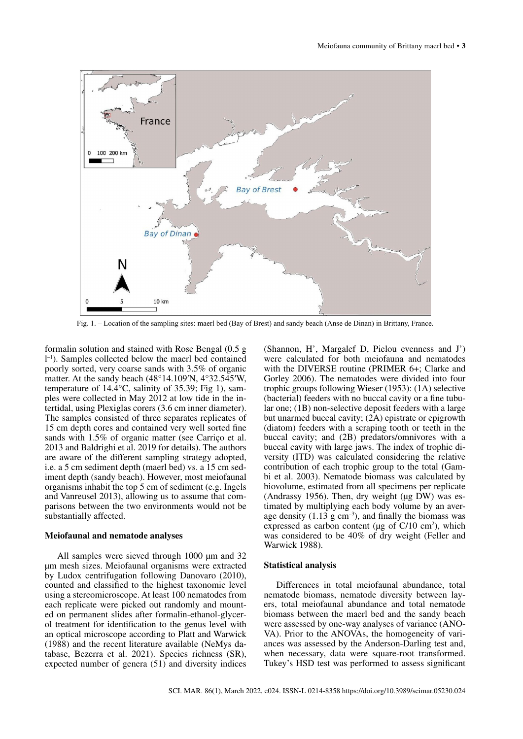Fig. 1. – Location of the sampling sites: maerl bed (Bay of Brest) and sandy beach (Anse de Dinan) in Brittany, France.

formalin solution and stained with Rose Bengal (0.5 g $l^{-1}$). Samples collected below the maerl bed contained poorly sorted, very coarse sands with 3.5% of organic matter. At the sandy beach (48°14.109′N, 4°32.545′W, temperature of 14.4°C, salinity of 35.39; Fig 1), samples were collected in May 2012 at low tide in the intertidal, using Plexiglas corers (3.6 cm inner diameter). The samples consisted of three separates replicates of 15 cm depth cores and contained very well sorted fine sands with 1.5% of organic matter (see Carriço et al. 2013 and Baldrighi et al. 2019 for details). The authors are aware of the different sampling strategy adopted, i.e. a 5 cm sediment depth (maerl bed) vs. a 15 cm sediment depth (sandy beach). However, most meiofaunal organisms inhabit the top 5 cm of sediment (e.g. Ingels and Vanreusel 2013), allowing us to assume that comparisons between the two environments would not be substantially affected.

### Meiofaunal and nematode analyses

All samples were sieved through 1000 µm and 32 µm mesh sizes. Meiofaunal organisms were extracted by Ludox centrifugation following Danovaro (2010), counted and classified to the highest taxonomic level using a stereomicroscope. At least 100 nematodes from each replicate were picked out randomly and mounted on permanent slides after formalin-ethanol-glycerol treatment for identification to the genus level with an optical microscope according to Platt and Warwick (1988) and the recent literature available (NeMys database, Bezerra et al. 2021). Species richness (SR), expected number of genera (51) and diversity indices (Shannon, H', Margalef D, Pielou evenness and J') were calculated for both meiofauna and nematodes with the DIVERSE routine (PRIMER 6+; Clarke and Gorley 2006). The nematodes were divided into four trophic groups following Wieser (1953): (1A) selective (bacterial) feeders with no buccal cavity or a fine tubular one; (1B) non-selective deposit feeders with a large but unarmed buccal cavity; (2A) epistrate or epigrowth (diatom) feeders with a scraping tooth or teeth in the buccal cavity; and (2B) predators/omnivores with a buccal cavity with large jaws. The index of trophic diversity (ITD) was calculated considering the relative contribution of each trophic group to the total (Gambi et al. 2003). Nematode biomass was calculated by biovolume, estimated from all specimens per replicate (Andrassy 1956). Then, dry weight (µg DW) was estimated by multiplying each body volume by an average density (1.13 g $cm^{-3}$), and finally the biomass was expressed as carbon content (µg of C/10 $cm^2$), which was considered to be 40% of dry weight (Feller and Warwick 1988).

### Statistical analysis

Differences in total meiofaunal abundance, total nematode biomass, nematode diversity between layers, total meiofaunal abundance and total nematode biomass between the maerl bed and the sandy beach were assessed by one-way analyses of variance (ANOVA). Prior to the ANOVAs, the homogeneity of variances was assessed by the Anderson-Darling test and, when necessary, data were square-root transformed. Tukey's HSD test was performed to assess significant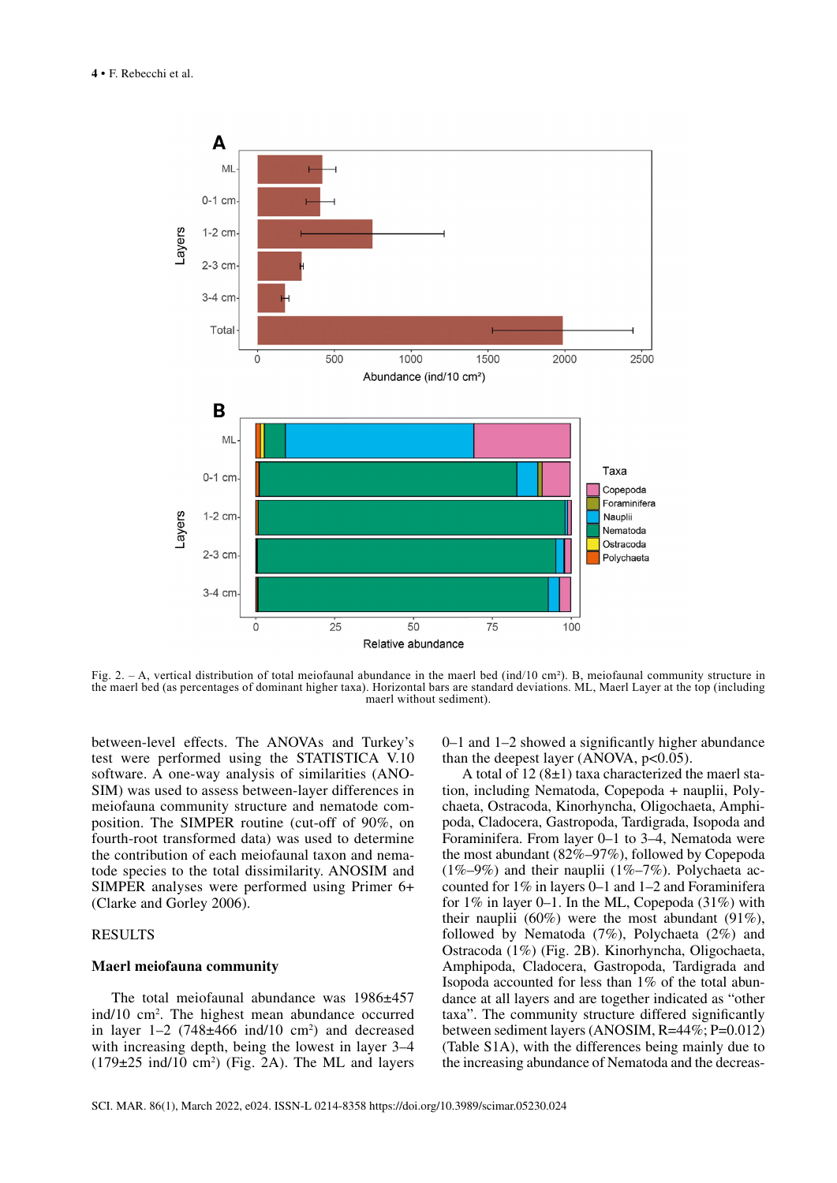Fig. 2. – A, vertical distribution of total meiofaunal abundance in the maerl bed (ind/10 cm²). B, meiofaunal community structure in the maerl bed (as percentages of dominant higher taxa). Horizontal bars are standard deviations. ML, Maerl Layer at the top (including maerl without sediment).

between-level effects. The ANOVAs and Turkey's test were performed using the STATISTICA V.10 software. A one-way analysis of similarities (ANOSIM) was used to assess between-layer differences in meiofauna community structure and nematode composition. The SIMPER routine (cut-off of 90%, on fourth-root transformed data) was used to determine the contribution of each meiofaunal taxon and nematode species to the total dissimilarity. ANOSIM and SIMPER analyses were performed using Primer 6+ (Clarke and Gorley 2006).

## RESULTS

### Maerl meiofauna community

The total meiofaunal abundance was 1986±457 ind/10 cm². The highest mean abundance occurred in layer 1–2 (748±466 ind/10 cm²) and decreased with increasing depth, being the lowest in layer 3–4 (179±25 ind/10 cm²) (Fig. 2A). The ML and layers 0–1 and 1–2 showed a significantly higher abundance than the deepest layer (ANOVA, $p<0.05$).

A total of 12 (8±1) taxa characterized the maerl station, including Nematoda, Copepoda + nauplii, Polychaeta, Ostracoda, Kinorhyncha, Oligochaeta, Amphipoda, Cladocera, Gastropoda, Tardigrada, Isopoda and Foraminifera. From layer 0–1 to 3–4, Nematoda were the most abundant (82%–97%), followed by Copepoda (1%–9%) and their nauplii (1%–7%). Polychaeta accounted for 1% in layers 0–1 and 1–2 and Foraminifera for 1% in layer 0–1. In the ML, Copepoda (31%) with their nauplii (60%) were the most abundant (91%), followed by Nematoda (7%), Polychaeta (2%) and Ostracoda (1%) (Fig. 2B). Kinorhyncha, Oligochaeta, Amphipoda, Cladocera, Gastropoda, Tardigrada and Isopoda accounted for less than 1% of the total abundance at all layers and are together indicated as "other taxa". The community structure differed significantly between sediment layers (ANOSIM, R=44%; P=0.012) (Table S1A), with the differences being mainly due to the increasing abundance of Nematoda and the decreas-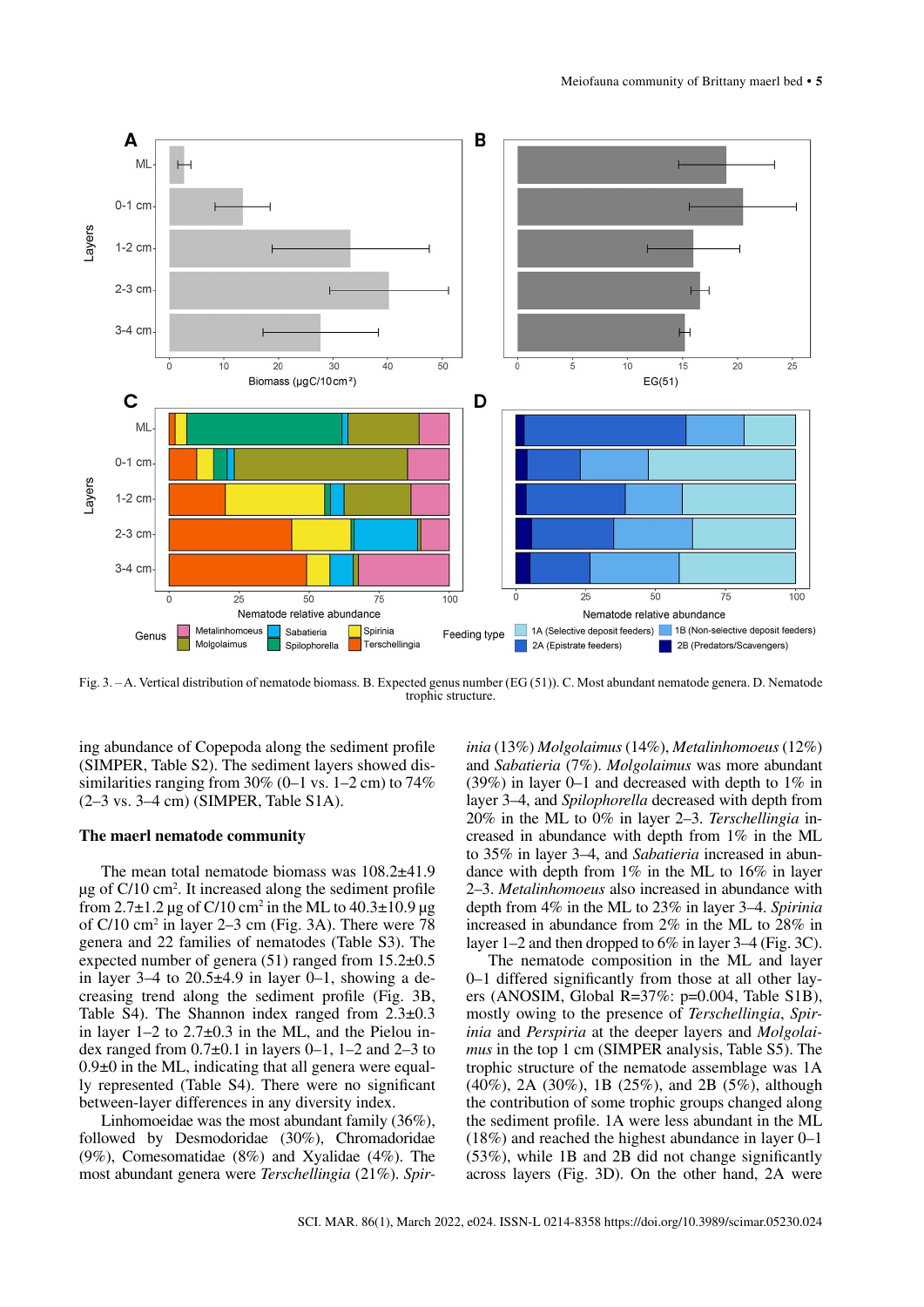Fig. 3. – A. Vertical distribution of nematode biomass. B. Expected genus number (EG (51)). C. Most abundant nematode genera. D. Nematode trophic structure.

ing abundance of Copepoda along the sediment profile (SIMPER, Table S2). The sediment layers showed dissimilarities ranging from 30% (0–1 vs. 1–2 cm) to 74% (2–3 vs. 3–4 cm) (SIMPER, Table S1A).

### The maerl nematode community

The mean total nematode biomass was 108.2±41.9 µg of C/10 cm$^2$. It increased along the sediment profile from 2.7±1.2 µg of C/10 cm$^2$ in the ML to 40.3±10.9 µg of C/10 cm$^2$ in layer 2–3 cm (Fig. 3A). There were 78 genera and 22 families of nematodes (Table S3). The expected number of genera (51) ranged from 15.2±0.5 in layer 3–4 to 20.5±4.9 in layer 0–1, showing a decreasing trend along the sediment profile (Fig. 3B, Table S4). The Shannon index ranged from 2.3±0.3 in layer 1–2 to 2.7±0.3 in the ML, and the Pielou index ranged from 0.7±0.1 in layers 0–1, 1–2 and 2–3 to 0.9±0 in the ML, indicating that all genera were equally represented (Table S4). There were no significant between-layer differences in any diversity index.

Linhomoeidae was the most abundant family (36%), followed by Desmodoridae (30%), Chromadoridae (9%), Comesomatidae (8%) and Xyalidae (4%). The most abundant genera were *Terschellingia* (21%). *Spirinia* (13%) *Molgolaimus* (14%), *Metalinhomoeus* (12%) and *Sabatieria* (7%). *Molgolaimus* was more abundant (39%) in layer 0–1 and decreased with depth to 1% in layer 3–4, and *Spilophorella* decreased with depth from 20% in the ML to 0% in layer 2–3. *Terschellingia* increased in abundance with depth from 1% in the ML to 35% in layer 3–4, and *Sabatieria* increased in abundance with depth from 1% in the ML to 16% in layer 2–3. *Metalinhomoeus* also increased in abundance with depth from 4% in the ML to 23% in layer 3–4. *Spirinia* increased in abundance from 2% in the ML to 28% in layer 1–2 and then dropped to 6% in layer 3–4 (Fig. 3C).

The nematode composition in the ML and layer 0–1 differed significantly from those at all other layers (ANOSIM, Global R=37%: p=0.004, Table S1B), mostly owing to the presence of *Terschellingia*, *Spirinia* and *Perspiria* at the deeper layers and *Molgolaimus* in the top 1 cm (SIMPER analysis, Table S5). The trophic structure of the nematode assemblage was 1A (40%), 2A (30%), 1B (25%), and 2B (5%), although the contribution of some trophic groups changed along the sediment profile. 1A were less abundant in the ML (18%) and reached the highest abundance in layer 0–1 (53%), while 1B and 2B did not change significantly across layers (Fig. 3D). On the other hand, 2A were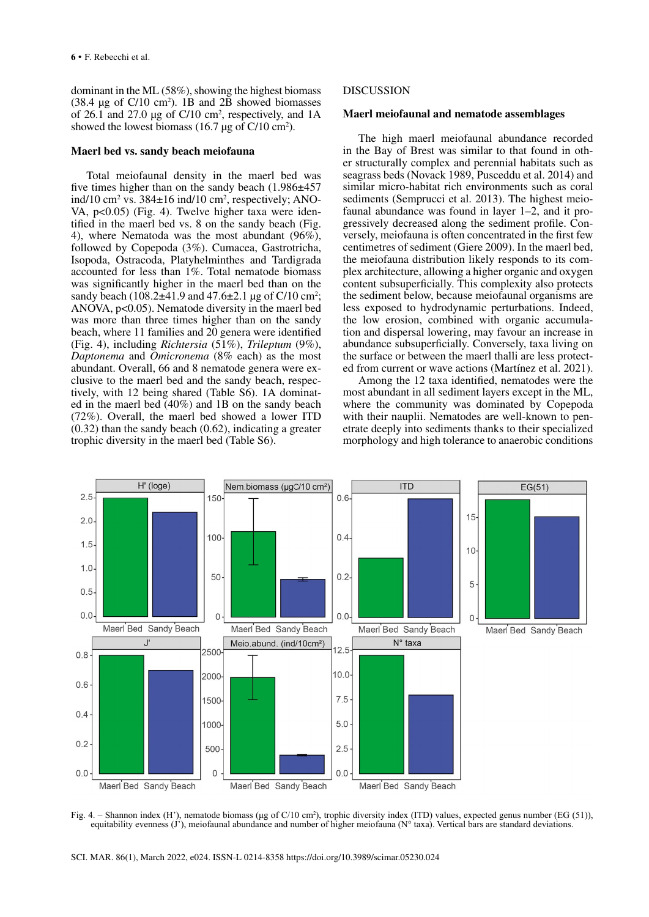dominant in the ML (58%), showing the highest biomass (38.4 µg of C/10 cm$^2$). 1B and 2B showed biomasses of 26.1 and 27.0 µg of C/10 cm$^2$, respectively, and 1A showed the lowest biomass (16.7 µg of C/10 cm$^2$).

### Maerl bed vs. sandy beach meiofauna

Total meiofaunal density in the maerl bed was five times higher than on the sandy beach (1.986±457 ind/10 cm$^2$ vs. 384±16 ind/10 cm$^2$, respectively; ANOVA, $p<0.05$) (Fig. 4). Twelve higher taxa were identified in the maerl bed vs. 8 on the sandy beach (Fig. 4), where Nematoda was the most abundant (96%), followed by Copepoda (3%). Cumacea, Gastrotricha, Isopoda, Ostracoda, Platyhelminthes and Tardigrada accounted for less than 1%. Total nematode biomass was significantly higher in the maerl bed than on the sandy beach (108.2±41.9 and 47.6±2.1 µg of C/10 cm$^2$; ANOVA, $p<0.05$). Nematode diversity in the maerl bed was more than three times higher than on the sandy beach, where 11 families and 20 genera were identified (Fig. 4), including *Richtersia* (51%), *Trileptum* (9%), *Daptonema* and *Omicronema* (8% each) as the most abundant. Overall, 66 and 8 nematode genera were exclusive to the maerl bed and the sandy beach, respectively, with 12 being shared (Table S6). 1A dominated in the maerl bed (40%) and 1B on the sandy beach (72%). Overall, the maerl bed showed a lower ITD (0.32) than the sandy beach (0.62), indicating a greater trophic diversity in the maerl bed (Table S6).

## DISCUSSION

### Maerl meiofaunal and nematode assemblages

The high maerl meiofaunal abundance recorded in the Bay of Brest was similar to that found in other structurally complex and perennial habitats such as seagrass beds (Novack 1989, Pusceddu et al. 2014) and similar micro-habitat rich environments such as coral sediments (Semprucci et al. 2013). The highest meiofaunal abundance was found in layer 1–2, and it progressively decreased along the sediment profile. Conversely, meiofauna is often concentrated in the first few centimetres of sediment (Giere 2009). In the maerl bed, the meiofauna distribution likely responds to its complex architecture, allowing a higher organic and oxygen content subsuperficially. This complexity also protects the sediment below, because meiofaunal organisms are less exposed to hydrodynamic perturbations. Indeed, the low erosion, combined with organic accumulation and dispersal lowering, may favour an increase in abundance subsuperficially. Conversely, taxa living on the surface or between the maerl thalli are less protected from current or wave actions (Martínez et al. 2021).

Among the 12 taxa identified, nematodes were the most abundant in all sediment layers except in the ML, where the community was dominated by Copepoda with their nauplii. Nematodes are well-known to penetrate deeply into sediments thanks to their specialized morphology and high tolerance to anaerobic conditions

Fig. 4. – Shannon index (H'), nematode biomass (µg of C/10 cm$^2$), trophic diversity index (ITD) values, expected genus number (EG (51)), equitability evenness (J'), meiofaunal abundance and number of higher meiofauna (N° taxa). Vertical bars are standard deviations.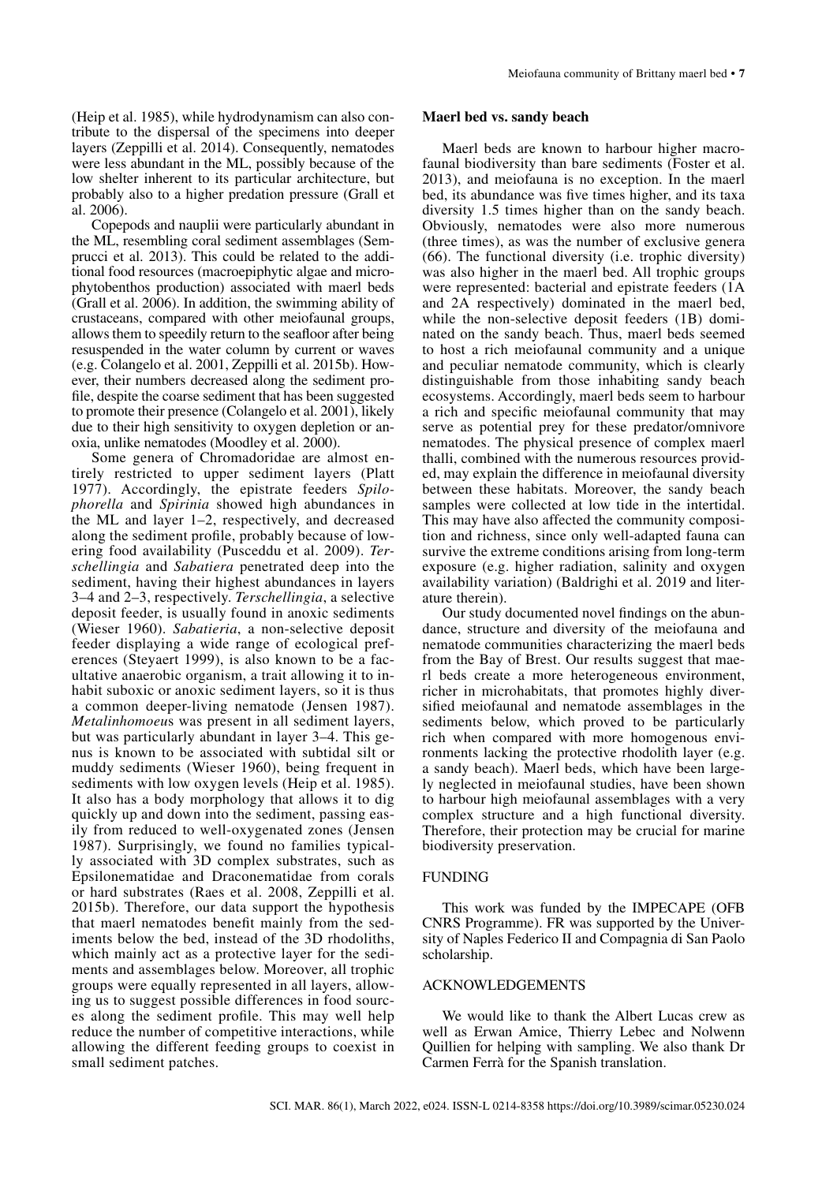(Heip et al. 1985), while hydrodynamism can also contribute to the dispersal of the specimens into deeper layers (Zeppilli et al. 2014). Consequently, nematodes were less abundant in the ML, possibly because of the low shelter inherent to its particular architecture, but probably also to a higher predation pressure (Grall et al. 2006).

Copepods and nauplii were particularly abundant in the ML, resembling coral sediment assemblages (Semprucci et al. 2013). This could be related to the additional food resources (macroepiphytic algae and microphytobenthos production) associated with maerl beds (Grall et al. 2006). In addition, the swimming ability of crustaceans, compared with other meiofaunal groups, allows them to speedily return to the seafloor after being resuspended in the water column by current or waves (e.g. Colangelo et al. 2001, Zeppilli et al. 2015b). However, their numbers decreased along the sediment profile, despite the coarse sediment that has been suggested to promote their presence (Colangelo et al. 2001), likely due to their high sensitivity to oxygen depletion or anoxia, unlike nematodes (Moodley et al. 2000).

Some genera of Chromadoridae are almost entirely restricted to upper sediment layers (Platt 1977). Accordingly, the epistrate feeders *Spilophorella* and *Spirinia* showed high abundances in the ML and layer 1–2, respectively, and decreased along the sediment profile, probably because of lowering food availability (Pusceddu et al. 2009). *Terschellingia* and *Sabatiera* penetrated deep into the sediment, having their highest abundances in layers 3–4 and 2–3, respectively. *Terschellingia*, a selective deposit feeder, is usually found in anoxic sediments (Wieser 1960). *Sabatieria*, a non-selective deposit feeder displaying a wide range of ecological preferences (Steyaert 1999), is also known to be a facultative anaerobic organism, a trait allowing it to inhabit suboxic or anoxic sediment layers, so it is thus a common deeper-living nematode (Jensen 1987). *Metalinhomoeu*s was present in all sediment layers, but was particularly abundant in layer 3–4. This genus is known to be associated with subtidal silt or muddy sediments (Wieser 1960), being frequent in sediments with low oxygen levels (Heip et al. 1985). It also has a body morphology that allows it to dig quickly up and down into the sediment, passing easily from reduced to well-oxygenated zones (Jensen 1987). Surprisingly, we found no families typically associated with 3D complex substrates, such as Epsilonematidae and Draconematidae from corals or hard substrates (Raes et al. 2008, Zeppilli et al. 2015b). Therefore, our data support the hypothesis that maerl nematodes benefit mainly from the sediments below the bed, instead of the 3D rhodoliths, which mainly act as a protective layer for the sediments and assemblages below. Moreover, all trophic groups were equally represented in all layers, allowing us to suggest possible differences in food sources along the sediment profile. This may well help reduce the number of competitive interactions, while allowing the different feeding groups to coexist in small sediment patches.

### Maerl bed vs. sandy beach

Maerl beds are known to harbour higher macrofaunal biodiversity than bare sediments (Foster et al. 2013), and meiofauna is no exception. In the maerl bed, its abundance was five times higher, and its taxa diversity 1.5 times higher than on the sandy beach. Obviously, nematodes were also more numerous (three times), as was the number of exclusive genera (66). The functional diversity (i.e. trophic diversity) was also higher in the maerl bed. All trophic groups were represented: bacterial and epistrate feeders (1A and 2A respectively) dominated in the maerl bed, while the non-selective deposit feeders (1B) dominated on the sandy beach. Thus, maerl beds seemed to host a rich meiofaunal community and a unique and peculiar nematode community, which is clearly distinguishable from those inhabiting sandy beach ecosystems. Accordingly, maerl beds seem to harbour a rich and specific meiofaunal community that may serve as potential prey for these predator/omnivore nematodes. The physical presence of complex maerl thalli, combined with the numerous resources provided, may explain the difference in meiofaunal diversity between these habitats. Moreover, the sandy beach samples were collected at low tide in the intertidal. This may have also affected the community composition and richness, since only well-adapted fauna can survive the extreme conditions arising from long-term exposure (e.g. higher radiation, salinity and oxygen availability variation) (Baldrighi et al. 2019 and literature therein).

Our study documented novel findings on the abundance, structure and diversity of the meiofauna and nematode communities characterizing the maerl beds from the Bay of Brest. Our results suggest that maerl beds create a more heterogeneous environment, richer in microhabitats, that promotes highly diversified meiofaunal and nematode assemblages in the sediments below, which proved to be particularly rich when compared with more homogenous environments lacking the protective rhodolith layer (e.g. a sandy beach). Maerl beds, which have been largely neglected in meiofaunal studies, have been shown to harbour high meiofaunal assemblages with a very complex structure and a high functional diversity. Therefore, their protection may be crucial for marine biodiversity preservation.

## FUNDING

This work was funded by the IMPECAPE (OFB CNRS Programme). FR was supported by the University of Naples Federico II and Compagnia di San Paolo scholarship.

## ACKNOWLEDGEMENTS

We would like to thank the Albert Lucas crew as well as Erwan Amice, Thierry Lebec and Nolwenn Quillien for helping with sampling. We also thank Dr Carmen Ferrà for the Spanish translation.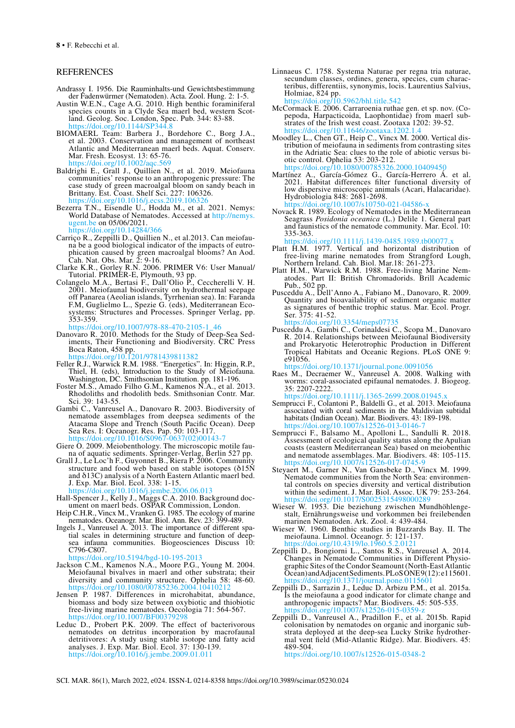## REFERENCES

Andrassy I. 1956. Die Rauminhalts-und Gewichtsbestimmung der Fadenwürmer (Nematoden). Acta. Zool. Hung. 2: 1-5.

Austin W.E.N., Cage A.G. 2010. High benthic foraminiferal species counts in a Clyde Sea maerl bed, western Scotland. Geolog. Soc. London, Spec. Pub. 344: 83-88. https://doi.org/10.1144/SP344.8

BIOMAERL Team: Barbera J., Bordehore C., Borg J.A., et al. 2003. Conservation and management of northeast Atlantic and Mediterranean maerl beds. Aquat. Conserv. Mar. Fresh. Ecosyst. 13: 65-76. https://doi.org/10.1002/aqc.569

Baldrighi E., Grall J., Quillien N., et al. 2019. Meiofauna communities' response to an anthropogenic pressure: The case study of green macroalgal bloom on sandy beach in Brittany. Est. Coast. Shelf Sci. 227: 106326. https://doi.org/10.1016/j.ecss.2019.106326

Bezerra T.N., Eisendle U., Hodda M., et al. 2021. Nemys: World Database of Nematodes. Accessed at http://nemys.ugent.be on 05/06/2021. https://doi.org/10.14284/366

Carriço R., Zeppilli D., Quillien N., et al.2013. Can meiofauna be a good biological indicator of the impacts of eutrophication caused by green macroalgal blooms? An Aod. Cah. Nat. Obs. Mar. 2: 9-16.

Clarke K.R., Gorley R.N. 2006. PRIMER V6: User Manual/Tutorial. PRIMER-E, Plymouth, 93 pp.

Colangelo M.A., Bertasi F., Dall'Olio P., Ceccherelli V. H. 2001. Meiofaunal biodiversity on hydrothermal seepage off Panarea (Aeolian islands, Tyrrhenian sea). In: Faranda F.M, Guglielmo L., Spezie G. (eds), Mediterranean Ecosystems: Structures and Processes. Springer Verlag, pp. 353-359. https://doi.org/10.1007/978-88-470-2105-1_46

Danovaro R. 2010. Methods for the Study of Deep-Sea Sediments, Their Functioning and Biodiversity. CRC Press Boca Raton, 458 pp. https://doi.org/10.1201/9781439811382

Feller R.J., Warwick R.M. 1988. "Energetics". In: Higgin, R.P., Thiel, H. (eds), Introduction to the Study of Meiofauna. Washington, DC. Smithsonian Institution. pp. 181-196.

Foster M.S., Amado Filho G.M., Kamenos N.A., et al. 2013. Rhodoliths and rhodolith beds. Smithsonian Contr. Mar. Sci. 39: 143-55.

Gambi C., Vanreusel A., Danovaro R. 2003. Biodiversity of nematode assemblages from deepsea sediments of the Atacama Slope and Trench (South Pacific Ocean). Deep Sea Res. I: Oceanogr. Res. Pap. 50: 103-117. https://doi.org/10.1016/S0967-0637(02)00143-7

Giere O. 2009. Meiobenthology. The microscopic motile fauna of aquatic sediments. Springer-Verlag, Berlin 527 pp.

Grall J., Le Loc'h F., Guyonnet B., Riera P. 2006. Community structure and food web based on stable isotopes (δ15N and δ13C) analysis of a North Eastern Atlantic maerl bed. J. Exp. Mar. Biol. Ecol. 338: 1-15. https://doi.org/10.1016/j.jembe.2006.06.013

Hall-Spencer J., Kelly J., Maggs C.A. 2010. Background document on maerl beds. OSPAR Commission, London.

Heip C.H.R., Vincx M., Vranken G. 1985. The ecology of marine nematodes. Oceanogr. Mar. Biol. Ann. Rev. 23: 399-489.

Ingels J., Vanreusel A. 2013. The importance of different spatial scales in determining structure and function of deep-sea infauna communities. Biogeosciences Discuss 10: C796-C807. https://doi.org/10.5194/bgd-10-195-2013

Jackson C.M., Kamenos N.A., Moore P.G., Young M. 2004. Meiofaunal bivalves in maerl and other substrata; their diversity and community structure. Ophelia 58: 48-60. https://doi.org/10.1080/00785236.2004.10410212

Jensen P. 1987. Differences in microhabitat, abundance, biomass and body size between oxybiotic and thiobiotic free-living marine nematodes. Oecologia 71: 564-567. https://doi.org/10.1007/BF00379298

Leduc D., Probert P.K. 2009. The effect of bacterivorous nematodes on detritus incorporation by macrofaunal detritivores: A study using stable isotope and fatty acid analyses. J. Exp. Mar. Biol. Ecol. 37: 130-139. https://doi.org/10.1016/j.jembe.2009.01.011

Linnaeus C. 1758. Systema Naturae per regna tria naturae, secundum classes, ordines, genera, species, cum characteribus, differentiis, synonymis, locis. Laurentius Salvius, Holmiae, 824 pp. https://doi.org/10.5962/bhl.title.542

McCormack E. 2006. Carraroenia ruthae gen. et sp. nov. (Copepoda, Harpacticoida, Laophontidae) from maerl substrates of the Irish west coast. Zootaxa 1202: 39-52. https://doi.org/10.11646/zootaxa.1202.1.4

Moodley L., Chen GT., Heip C., Vincx M. 2000. Vertical distribution of meiofauna in sediments from contrasting sites in the Adriatic Sea: clues to the role of abiotic versus biotic control. Ophelia 53: 203-212. https://doi.org/10.1080/00785326.2000.10409450

Martínez A., García-Gómez G., García-Herrero Á. et al. 2021. Habitat differences filter functional diversity of low dispersive microscopic animals (Acari, Halacaridae). Hydrobiologia 848: 2681-2698. https://doi.org/10.1007/s10750-021-04586-x

Novack R. 1989. Ecology of Nematodes in the Mediterranean Seagrass *Posidonia oceanica* (L.) Delile 1. General part and faunistics of the nematode community. Mar. Ecol. 10: 335-363. https://doi.org/10.1111/j.1439-0485.1989.tb00077.x

Platt H.M. 1977. Vertical and horizontal distribution of free-living marine nematodes from Strangford Lough, Northern Ireland. Cah. Biol. Mar.18: 261-273.

Platt H.M., Warwick R.M. 1988. Free-living Marine Nematodes. Part II: British Chromadorids. Brill Academic Pub., 502 pp.

Pusceddu A., Dell'Anno A., Fabiano M., Danovaro, R. 2009. Quantity and bioavailability of sediment organic matter as signatures of benthic trophic status. Mar. Ecol. Progr. Ser. 375: 41-52. https://doi.org/10.3354/meps07735

Pusceddu A., Gambi C., Corinaldesi C., Scopa M., Danovaro R. 2014. Relationships between Meiofaunal Biodiversity and Prokaryotic Heterotrophic Production in Different Tropical Habitats and Oceanic Regions. PLoS ONE 9: e91056. https://doi.org/10.1371/journal.pone.0091056

Raes M., Decraemer W., Vanreusel A. 2008. Walking with worms: coral-associated epifaunal nematodes. J. Biogeog. 35: 2207-2222. https://doi.org/10.1111/j.1365-2699.2008.01945.x

Semprucci F., Colantoni P., Baldelli G., et al. 2013. Meiofauna associated with coral sediments in the Maldivian subtidal habitats (Indian Ocean). Mar. Biodivers. 43: 189-198. https://doi.org/10.1007/s12526-013-0146-7

Semprucci F., Balsamo M., Apolloni L., Sandulli R. 2018. Assessment of ecological quality status along the Apulian coasts (eastern Mediterranean Sea) based on meiobenthic and nematode assemblages. Mar. Biodivers. 48: 105-115. https://doi.org/10.1007/s12526-017-0745-9

Steyaert M., Garner N., Van Gansbeke D., Vincx M. 1999. Nematode communities from the North Sea: environmental controls on species diversity and vertical distribution within the sediment. J. Mar. Biol. Assoc. UK 79: 253-264. https://doi.org/10.1017/S0025315498000289

Wieser W. 1953. Die beziehung zwischen Mundhöhlengestalt, Ernährungsweise und Vorkommen bei freilebenden marinen Nematoden. Ark. Zool. 4: 439-484.

Wieser W. 1960. Benthic studies in Buzzards Bay. II. The meiofauna. Limnol. Oceanogr. 5: 121-137. https://doi.org/10.4319/lo.1960.5.2.0121

Zeppilli D., Bongiorni L., Santos R.S., Vanreusel A. 2014. Changes in Nematode Communities in Different Physiographic Sites of the Condor Seamount (North-East Atlantic Ocean) and Adjacent Sediments. PLoS ONE 9(12): e115601. https://doi.org/10.1371/journal.pone.0115601

Zeppilli D., Sarrazin J., Leduc D. Arbizu P.M., et al. 2015a. Is the meiofauna a good indicator for climate change and anthropogenic impacts? Mar. Biodivers. 45: 505-535. https://doi.org/10.1007/s12526-015-0359-z

Zeppilli D., Vanreusel A., Pradillon F., et al. 2015b. Rapid colonisation by nematodes on organic and inorganic substrata deployed at the deep-sea Lucky Strike hydrothermal vent field (Mid-Atlantic Ridge). Mar. Biodivers. 45: 489-504. https://doi.org/10.1007/s12526-015-0348-2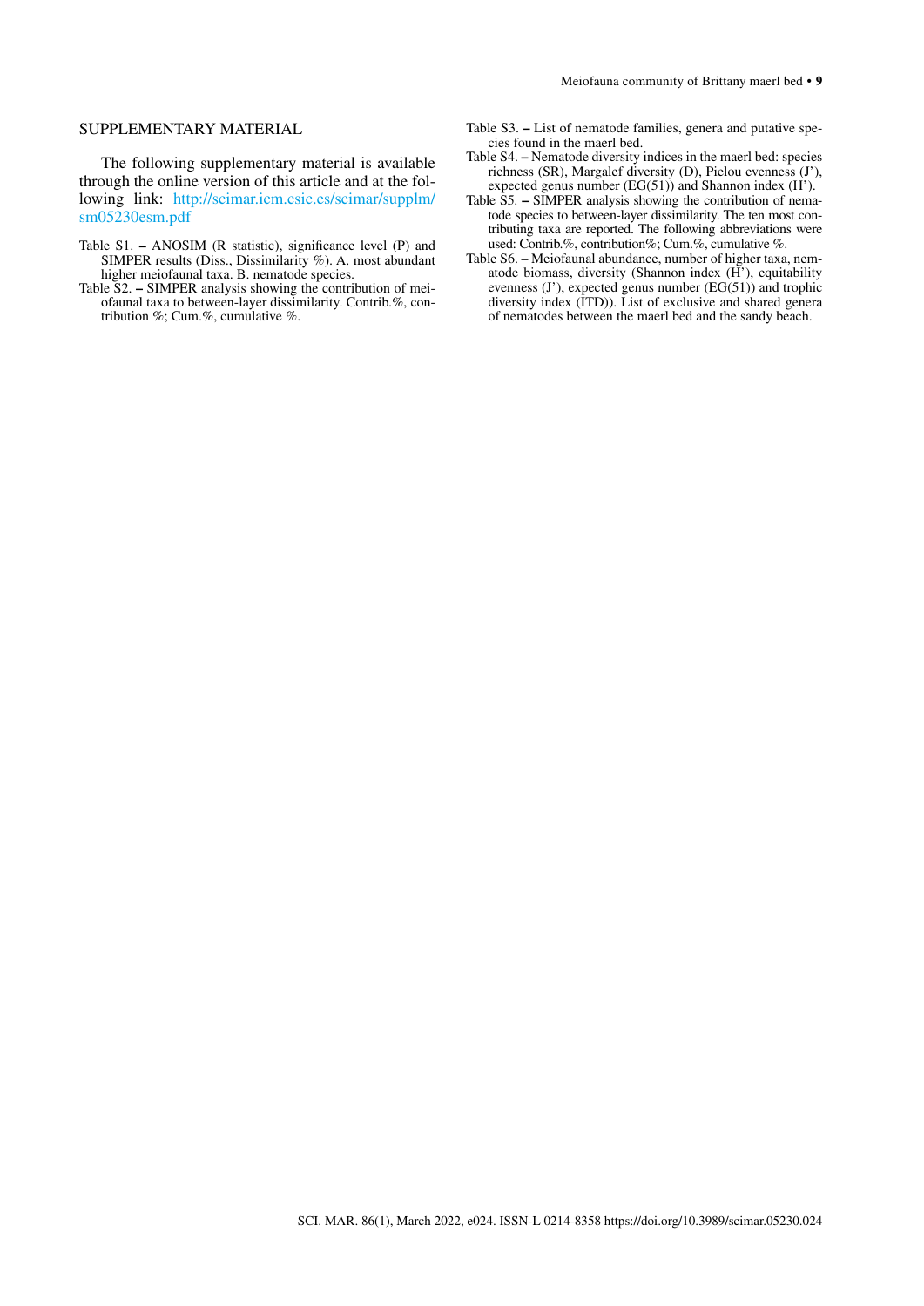## SUPPLEMENTARY MATERIAL

The following supplementary material is available through the online version of this article and at the following link: http://scimar.icm.csic.es/scimar/supplm/sm05230esm.pdf

Table S1. – ANOSIM (R statistic), significance level (P) and SIMPER results (Diss., Dissimilarity %). A. most abundant higher meiofaunal taxa. B. nematode species.

Table S2. – SIMPER analysis showing the contribution of meiofaunal taxa to between-layer dissimilarity. Contrib.%, contribution %; Cum.%, cumulative %.

Table S3. – List of nematode families, genera and putative species found in the maerl bed.

Table S4. – Nematode diversity indices in the maerl bed: species richness (SR), Margalef diversity (D), Pielou evenness (J'), expected genus number (EG(51)) and Shannon index (H').

Table S5. – SIMPER analysis showing the contribution of nematode species to between-layer dissimilarity. The ten most contributing taxa are reported. The following abbreviations were used: Contrib.%, contribution%; Cum.%, cumulative %.

Table S6. – Meiofaunal abundance, number of higher taxa, nematode biomass, diversity (Shannon index (H'), equitability evenness (J'), expected genus number (EG(51)) and trophic diversity index (ITD)). List of exclusive and shared genera of nematodes between the maerl bed and the sandy beach.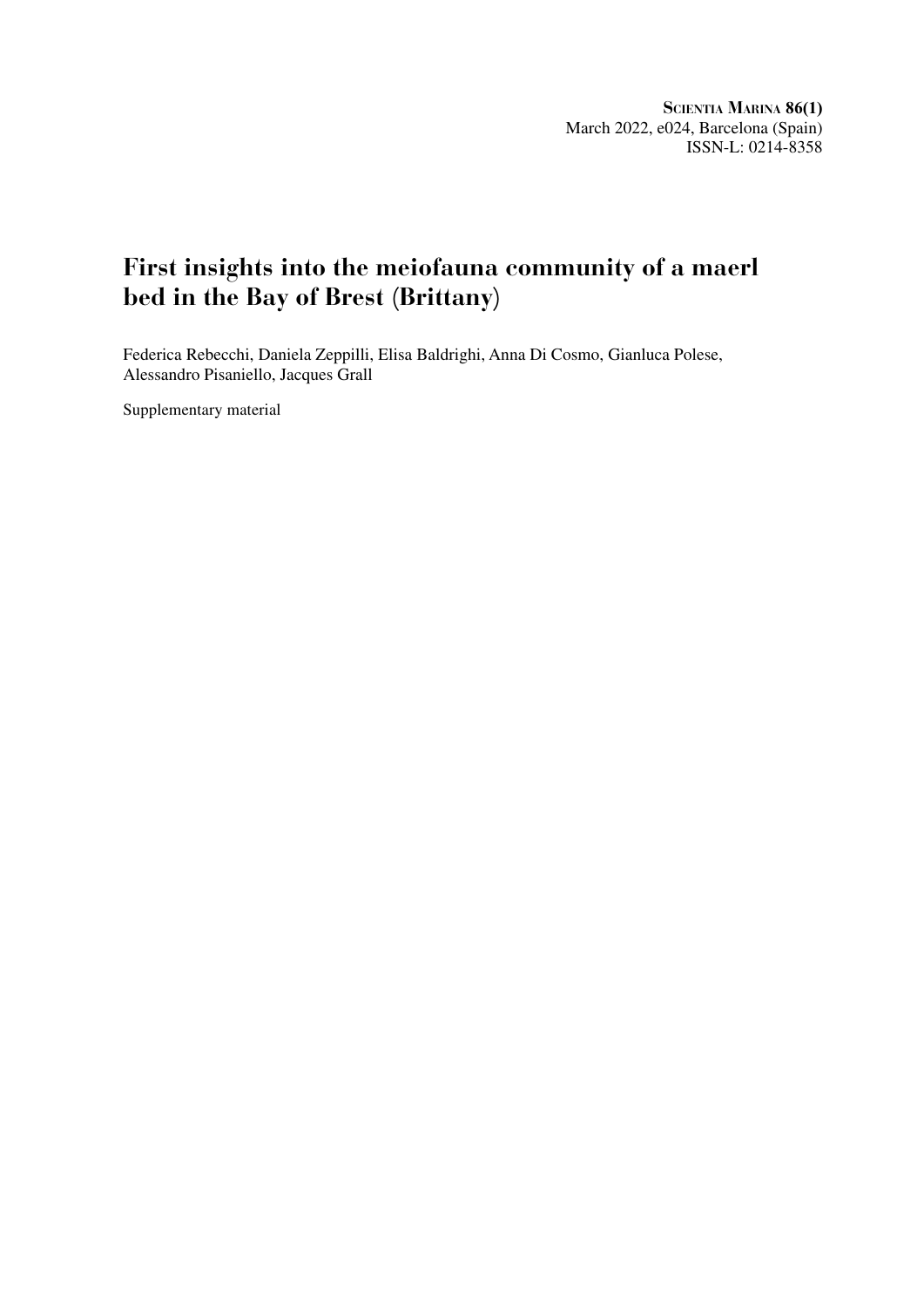**Scientia Marina 86(1)**
March 2022, e024, Barcelona (Spain)
ISSN-L: 0214-8358

# First insights into the meiofauna community of a maerl bed in the Bay of Brest (Brittany)

Federica Rebecchi, Daniela Zeppilli, Elisa Baldrighi, Anna Di Cosmo, Gianluca Polese, Alessandro Pisaniello, Jacques Grall

Supplementary material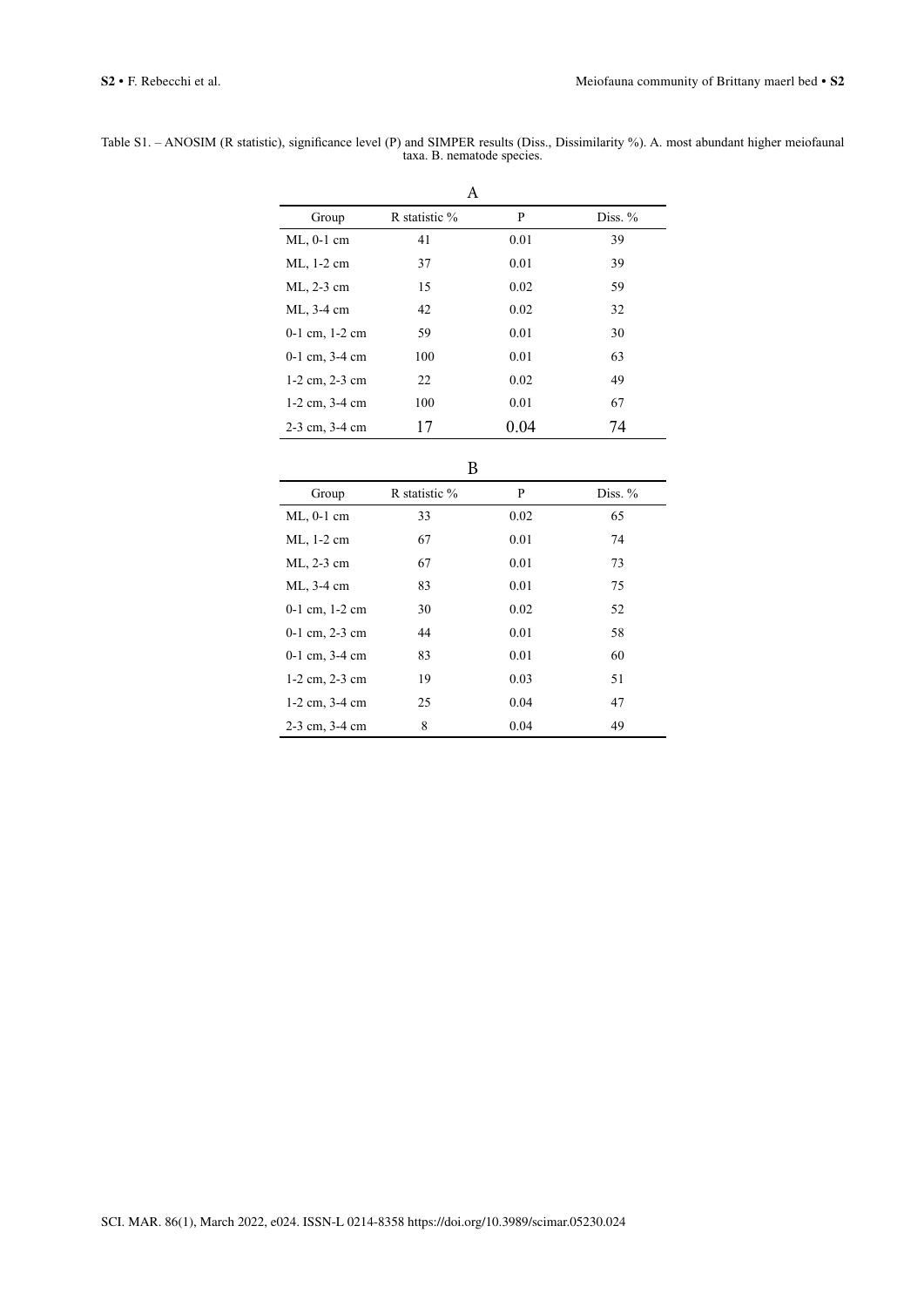Table S1. – ANOSIM (R statistic), significance level (P) and SIMPER results (Diss., Dissimilarity %). A. most abundant higher meiofaunal taxa. B. nematode species.

A

| Group | R statistic % | P | Diss. % |
|---|---|---|---|
| ML, 0-1 cm | 41 | 0.01 | 39 |
| ML, 1-2 cm | 37 | 0.01 | 39 |
| ML, 2-3 cm | 15 | 0.02 | 59 |
| ML, 3-4 cm | 42 | 0.02 | 32 |
| 0-1 cm, 1-2 cm | 59 | 0.01 | 30 |
| 0-1 cm, 3-4 cm | 100 | 0.01 | 63 |
| 1-2 cm, 2-3 cm | 22 | 0.02 | 49 |
| 1-2 cm, 3-4 cm | 100 | 0.01 | 67 |
| 2-3 cm, 3-4 cm | 17 | 0.04 | 74 |

B

| Group | R statistic % | P | Diss. % |
|---|---|---|---|
| ML, 0-1 cm | 33 | 0.02 | 65 |
| ML, 1-2 cm | 67 | 0.01 | 74 |
| ML, 2-3 cm | 67 | 0.01 | 73 |
| ML, 3-4 cm | 83 | 0.01 | 75 |
| 0-1 cm, 1-2 cm | 30 | 0.02 | 52 |
| 0-1 cm, 2-3 cm | 44 | 0.01 | 58 |
| 0-1 cm, 3-4 cm | 83 | 0.01 | 60 |
| 1-2 cm, 2-3 cm | 19 | 0.03 | 51 |
| 1-2 cm, 3-4 cm | 25 | 0.04 | 47 |
| 2-3 cm, 3-4 cm | 8 | 0.04 | 49 |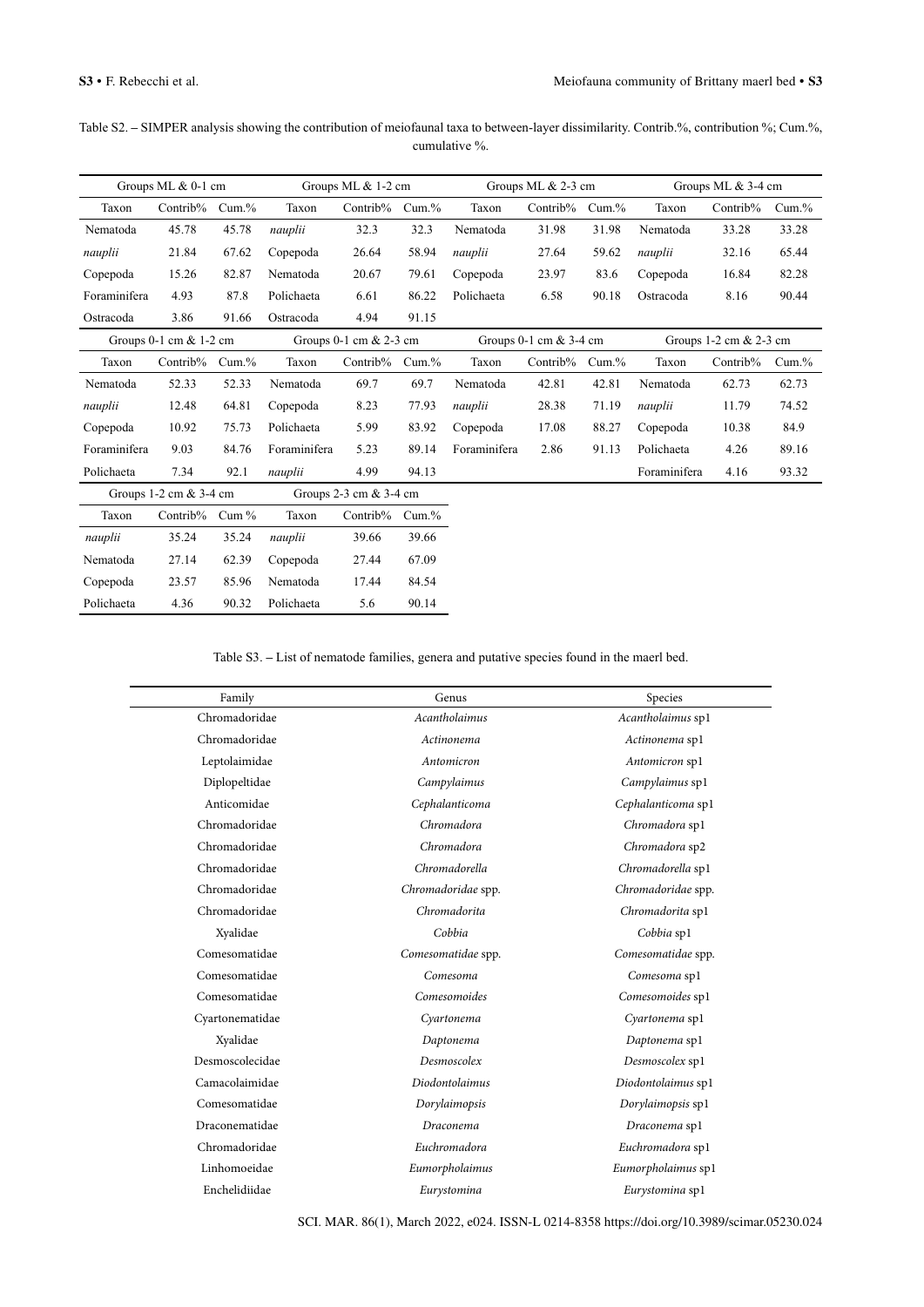Table S2. – SIMPER analysis showing the contribution of meiofaunal taxa to between-layer dissimilarity. Contrib.%, contribution %; Cum.%, cumulative %.

| Groups ML & 0-1 cm | | | Groups ML & 1-2 cm | | | Groups ML & 2-3 cm | | | Groups ML & 3-4 cm | | |
|---|---|---|---|---|---|---|---|---|---|---|---|
| Taxon | Contrib% | Cum.% | Taxon | Contrib% | Cum.% | Taxon | Contrib% | Cum.% | Taxon | Contrib% | Cum.% |
| Nematoda | 45.78 | 45.78 | *nauplii* | 32.3 | 32.3 | Nematoda | 31.98 | 31.98 | Nematoda | 33.28 | 33.28 |
| *nauplii* | 21.84 | 67.62 | Copepoda | 26.64 | 58.94 | *nauplii* | 27.64 | 59.62 | *nauplii* | 32.16 | 65.44 |
| Copepoda | 15.26 | 82.87 | Nematoda | 20.67 | 79.61 | Copepoda | 23.97 | 83.6 | Copepoda | 16.84 | 82.28 |
| Foraminifera | 4.93 | 87.8 | Polichaeta | 6.61 | 86.22 | Polichaeta | 6.58 | 90.18 | Ostracoda | 8.16 | 90.44 |
| Ostracoda | 3.86 | 91.66 | Ostracoda | 4.94 | 91.15 | | | | | | |
| **Groups 0-1 cm & 1-2 cm** | | | **Groups 0-1 cm & 2-3 cm** | | | **Groups 0-1 cm & 3-4 cm** | | | **Groups 1-2 cm & 2-3 cm** | | |
| Taxon | Contrib% | Cum.% | Taxon | Contrib% | Cum.% | Taxon | Contrib% | Cum.% | Taxon | Contrib% | Cum.% |
| Nematoda | 52.33 | 52.33 | Nematoda | 69.7 | 69.7 | Nematoda | 42.81 | 42.81 | Nematoda | 62.73 | 62.73 |
| *nauplii* | 12.48 | 64.81 | Copepoda | 8.23 | 77.93 | *nauplii* | 28.38 | 71.19 | *nauplii* | 11.79 | 74.52 |
| Copepoda | 10.92 | 75.73 | Polichaeta | 5.99 | 83.92 | Copepoda | 17.08 | 88.27 | Copepoda | 10.38 | 84.9 |
| Foraminifera | 9.03 | 84.76 | Foraminifera | 5.23 | 89.14 | Foraminifera | 2.86 | 91.13 | Polichaeta | 4.26 | 89.16 |
| Polichaeta | 7.34 | 92.1 | *nauplii* | 4.99 | 94.13 | | | | Foraminifera | 4.16 | 93.32 |
| **Groups 1-2 cm & 3-4 cm** | | | **Groups 2-3 cm & 3-4 cm** | | | | | | | | |
| Taxon | Contrib% | Cum % | Taxon | Contrib% | Cum.% | | | | | | |
| *nauplii* | 35.24 | 35.24 | *nauplii* | 39.66 | 39.66 | | | | | | |
| Nematoda | 27.14 | 62.39 | Copepoda | 27.44 | 67.09 | | | | | | |
| Copepoda | 23.57 | 85.96 | Nematoda | 17.44 | 84.54 | | | | | | |
| Polichaeta | 4.36 | 90.32 | Polichaeta | 5.6 | 90.14 | | | | | | |

Table S3. – List of nematode families, genera and putative species found in the maerl bed.

| Family | Genus | Species |
|---|---|---|
| Chromadoridae | *Acantholaimus* | *Acantholaimus* sp1 |
| Chromadoridae | *Actinonema* | *Actinonema* sp1 |
| Leptolaimidae | *Antomicron* | *Antomicron* sp1 |
| Diplopeltidae | *Campylaimus* | *Campylaimus* sp1 |
| Anticomidae | *Cephalanticoma* | *Cephalanticoma* sp1 |
| Chromadoridae | *Chromadora* | *Chromadora* sp1 |
| Chromadoridae | *Chromadora* | *Chromadora* sp2 |
| Chromadoridae | *Chromadorella* | *Chromadorella* sp1 |
| Chromadoridae | *Chromadoridae* spp. | *Chromadoridae* spp. |
| Chromadoridae | *Chromadorita* | *Chromadorita* sp1 |
| Xyalidae | *Cobbia* | *Cobbia* sp1 |
| Comesomatidae | *Comesomatidae* spp. | *Comesomatidae* spp. |
| Comesomatidae | *Comesoma* | *Comesoma* sp1 |
| Comesomatidae | *Comesomoides* | *Comesomoides* sp1 |
| Cyartonematidae | *Cyartonema* | *Cyartonema* sp1 |
| Xyalidae | *Daptonema* | *Daptonema* sp1 |
| Desmoscolecidae | *Desmoscolex* | *Desmoscolex* sp1 |
| Camacolaimidae | *Diodontolaimus* | *Diodontolaimus* sp1 |
| Comesomatidae | *Dorylaimopsis* | *Dorylaimopsis* sp1 |
| Draconematidae | *Draconema* | *Draconema* sp1 |
| Chromadoridae | *Euchromadora* | *Euchromadora* sp1 |
| Linhomoeidae | *Eumorpholaimus* | *Eumorpholaimus* sp1 |
| Enchelidiidae | *Eurystomina* | *Eurystomina* sp1 |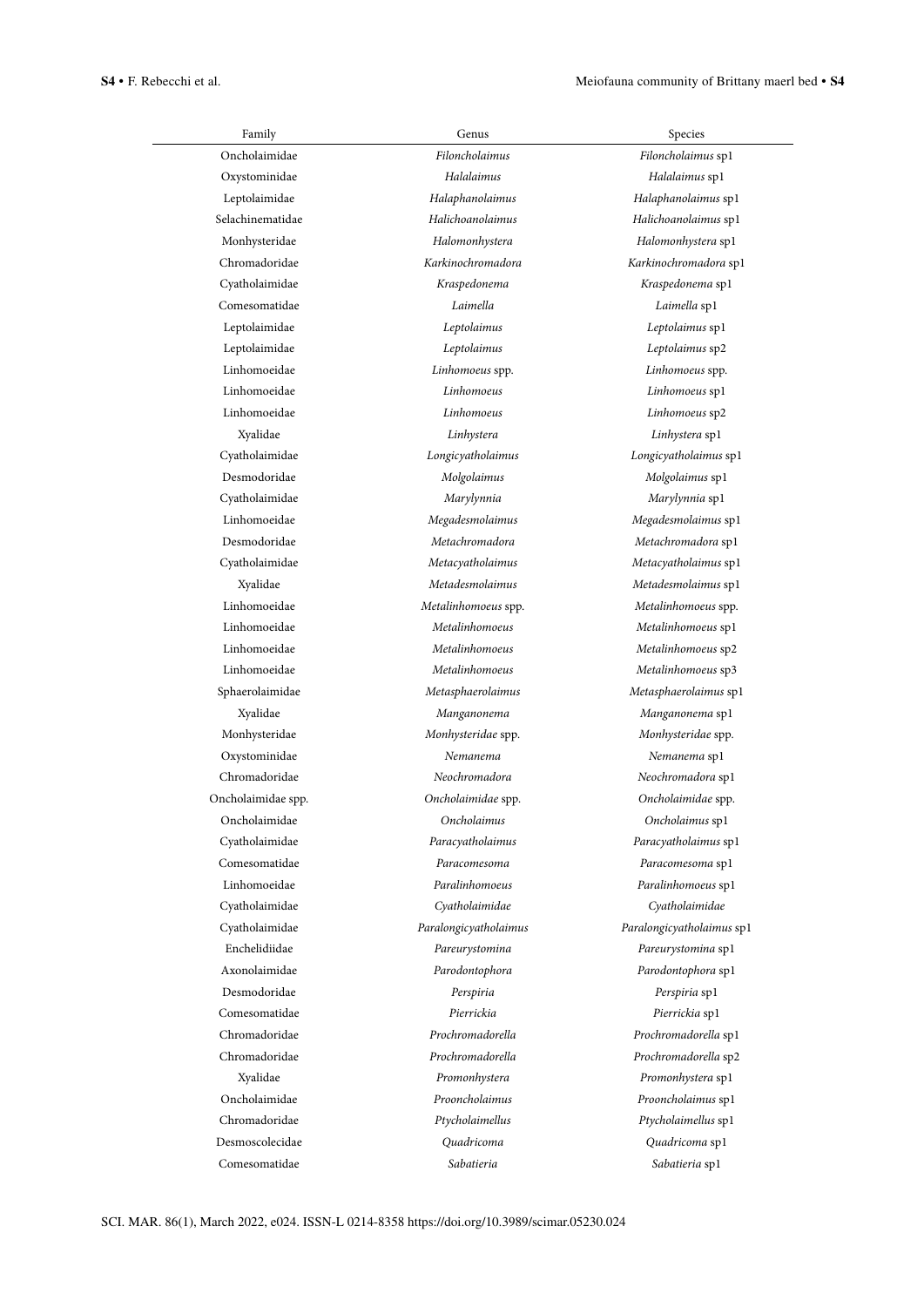| Family | Genus | Species |
|---|---|---|
| Oncholaimidae | *Filoncholaimus* | *Filoncholaimus* sp1 |
| Oxystominidae | *Halalaimus* | *Halalaimus* sp1 |
| Leptolaimidae | *Halaphanolaimus* | *Halaphanolaimus* sp1 |
| Selachinematidae | *Halichoanolaimus* | *Halichoanolaimus* sp1 |
| Monhysteridae | *Halomonhystera* | *Halomonhystera* sp1 |
| Chromadoridae | *Karkinochromadora* | *Karkinochromadora* sp1 |
| Cyatholaimidae | *Kraspedonema* | *Kraspedonema* sp1 |
| Comesomatidae | *Laimella* | *Laimella* sp1 |
| Leptolaimidae | *Leptolaimus* | *Leptolaimus* sp1 |
| Leptolaimidae | *Leptolaimus* | *Leptolaimus* sp2 |
| Linhomoeidae | *Linhomoeus* spp. | *Linhomoeus* spp. |
| Linhomoeidae | *Linhomoeus* | *Linhomoeus* sp1 |
| Linhomoeidae | *Linhomoeus* | *Linhomoeus* sp2 |
| Xyalidae | *Linhystera* | *Linhystera* sp1 |
| Cyatholaimidae | *Longicyatholaimus* | *Longicyatholaimus* sp1 |
| Desmodoridae | *Molgolaimus* | *Molgolaimus* sp1 |
| Cyatholaimidae | *Marylynnia* | *Marylynnia* sp1 |
| Linhomoeidae | *Megadesmolaimus* | *Megadesmolaimus* sp1 |
| Desmodoridae | *Metachromadora* | *Metachromadora* sp1 |
| Cyatholaimidae | *Metacyatholaimus* | *Metacyatholaimus* sp1 |
| Xyalidae | *Metadesmolaimus* | *Metadesmolaimus* sp1 |
| Linhomoeidae | *Metalinhomoeus* spp. | *Metalinhomoeus* spp. |
| Linhomoeidae | *Metalinhomoeus* | *Metalinhomoeus* sp1 |
| Linhomoeidae | *Metalinhomoeus* | *Metalinhomoeus* sp2 |
| Linhomoeidae | *Metalinhomoeus* | *Metalinhomoeus* sp3 |
| Sphaerolaimidae | *Metasphaerolaimus* | *Metasphaerolaimus* sp1 |
| Xyalidae | *Manganonema* | *Manganonema* sp1 |
| Monhysteridae | *Monhysteridae* spp. | *Monhysteridae* spp. |
| Oxystominidae | *Nemanema* | *Nemanema* sp1 |
| Chromadoridae | *Neochromadora* | *Neochromadora* sp1 |
| Oncholaimidae spp. | *Oncholaimidae* spp. | *Oncholaimidae* spp. |
| Oncholaimidae | *Oncholaimus* | *Oncholaimus* sp1 |
| Cyatholaimidae | *Paracyatholaimus* | *Paracyatholaimus* sp1 |
| Comesomatidae | *Paracomesoma* | *Paracomesoma* sp1 |
| Linhomoeidae | *Paralinhomoeus* | *Paralinhomoeus* sp1 |
| Cyatholaimidae | *Cyatholaimidae* | *Cyatholaimidae* |
| Cyatholaimidae | *Paralongicyatholaimus* | *Paralongicyatholaimus* sp1 |
| Enchelidiidae | *Pareurystomina* | *Pareurystomina* sp1 |
| Axonolaimidae | *Parodontophora* | *Parodontophora* sp1 |
| Desmodoridae | *Perspiria* | *Perspiria* sp1 |
| Comesomatidae | *Pierrickia* | *Pierrickia* sp1 |
| Chromadoridae | *Prochromadorella* | *Prochromadorella* sp1 |
| Chromadoridae | *Prochromadorella* | *Prochromadorella* sp2 |
| Xyalidae | *Promonhystera* | *Promonhystera* sp1 |
| Oncholaimidae | *Prooncholaimus* | *Prooncholaimus* sp1 |
| Chromadoridae | *Ptycholaimellus* | *Ptycholaimellus* sp1 |
| Desmoscolecidae | *Quadricoma* | *Quadricoma* sp1 |
| Comesomatidae | *Sabatieria* | *Sabatieria* sp1 |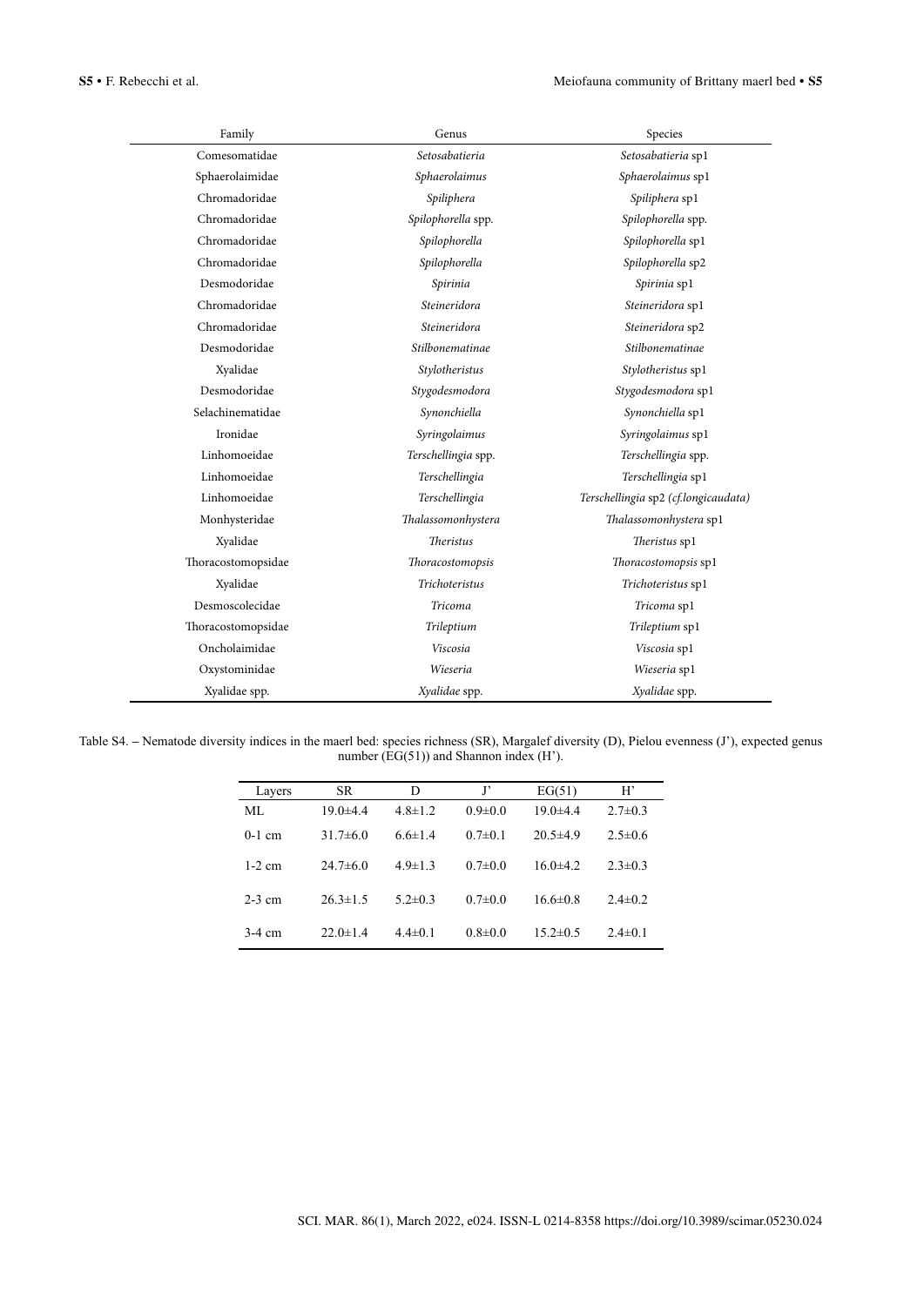| Family | Genus | Species |
|---|---|---|
| Comesomatidae | *Setosabatieria* | *Setosabatieria* sp1 |
| Sphaerolaimidae | *Sphaerolaimus* | *Sphaerolaimus* sp1 |
| Chromadoridae | *Spiliphera* | *Spiliphera* sp1 |
| Chromadoridae | *Spilophorella* spp. | *Spilophorella* spp. |
| Chromadoridae | *Spilophorella* | *Spilophorella* sp1 |
| Chromadoridae | *Spilophorella* | *Spilophorella* sp2 |
| Desmodoridae | *Spirinia* | *Spirinia* sp1 |
| Chromadoridae | *Steineridora* | *Steineridora* sp1 |
| Chromadoridae | *Steineridora* | *Steineridora* sp2 |
| Desmodoridae | *Stilbonematinae* | *Stilbonematinae* |
| Xyalidae | *Stylotheristus* | *Stylotheristus* sp1 |
| Desmodoridae | *Stygodesmodora* | *Stygodesmodora* sp1 |
| Selachinematidae | *Synonchiella* | *Synonchiella* sp1 |
| Ironidae | *Syringolaimus* | *Syringolaimus* sp1 |
| Linhomoeidae | *Terschellingia* spp. | *Terschellingia* spp. |
| Linhomoeidae | *Terschellingia* | *Terschellingia* sp1 |
| Linhomoeidae | *Terschellingia* | *Terschellingia* sp2 *(cf.longicaudata)* |
| Monhysteridae | *Thalassomonhystera* | *Thalassomonhystera* sp1 |
| Xyalidae | *Theristus* | *Theristus* sp1 |
| Thoracostomopsidae | *Thoracostomopsis* | *Thoracostomopsis* sp1 |
| Xyalidae | *Trichotheristus* | *Trichotheristus* sp1 |
| Desmoscolecidae | *Tricoma* | *Tricoma* sp1 |
| Thoracostomopsidae | *Trileptium* | *Trileptium* sp1 |
| Oncholaimidae | *Viscosia* | *Viscosia* sp1 |
| Oxystominidae | *Wieseria* | *Wieseria* sp1 |
| Xyalidae spp. | *Xyalidae* spp. | *Xyalidae* spp. |

Table S4. – Nematode diversity indices in the maerl bed: species richness (SR), Margalef diversity (D), Pielou evenness (J'), expected genus number (EG(51)) and Shannon index (H').

| Layers | SR | D | J' | EG(51) | H' |
|---|---|---|---|---|---|
| ML | 19.0±4.4 | 4.8±1.2 | 0.9±0.0 | 19.0±4.4 | 2.7±0.3 |
| 0-1 cm | 31.7±6.0 | 6.6±1.4 | 0.7±0.1 | 20.5±4.9 | 2.5±0.6 |
| 1-2 cm | 24.7±6.0 | 4.9±1.3 | 0.7±0.0 | 16.0±4.2 | 2.3±0.3 |
| 2-3 cm | 26.3±1.5 | 5.2±0.3 | 0.7±0.0 | 16.6±0.8 | 2.4±0.2 |
| 3-4 cm | 22.0±1.4 | 4.4±0.1 | 0.8±0.0 | 15.2±0.5 | 2.4±0.1 |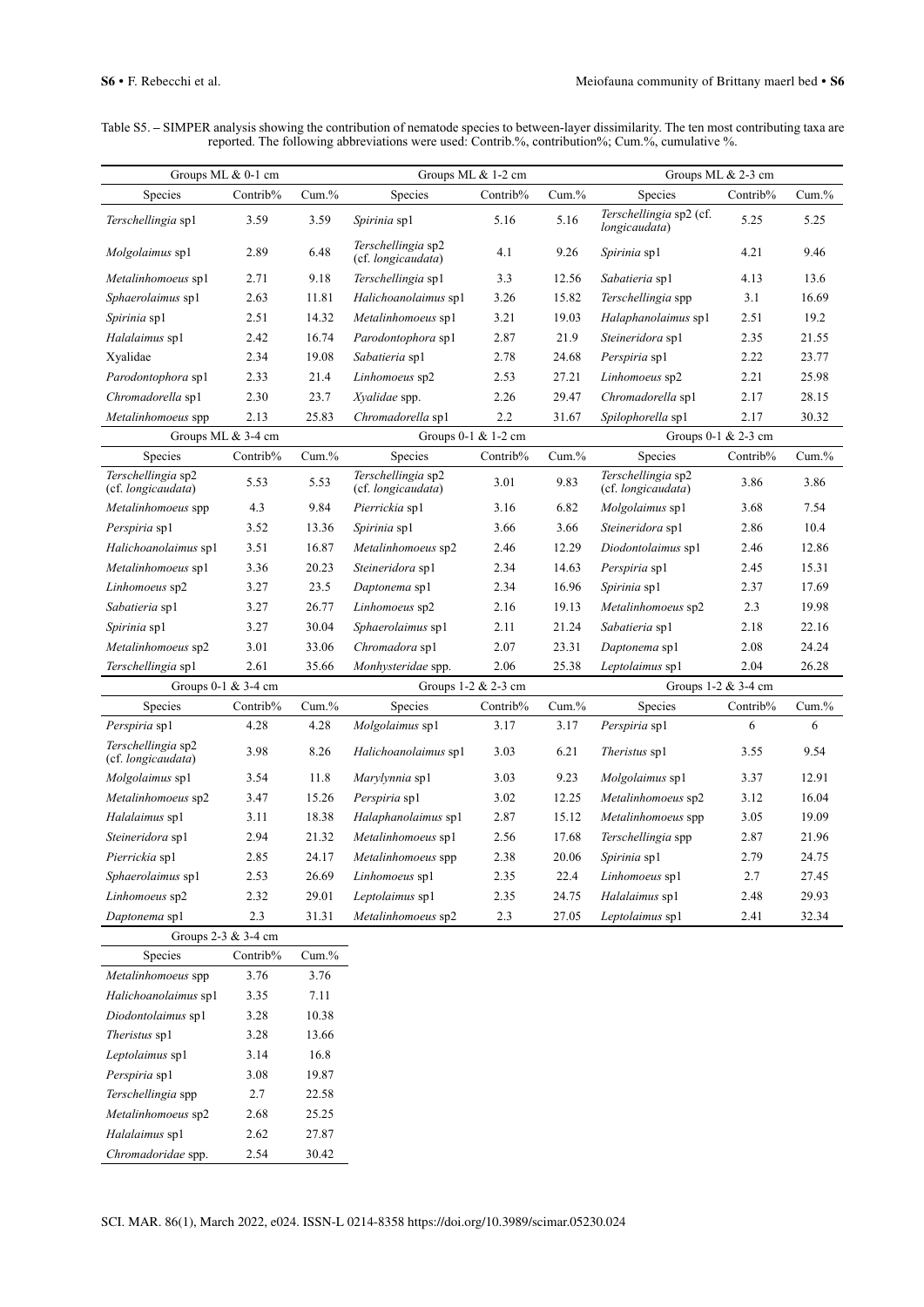Table S5. – SIMPER analysis showing the contribution of nematode species to between-layer dissimilarity. The ten most contributing taxa are reported. The following abbreviations were used: Contrib.%, contribution%; Cum.%, cumulative %.

| Groups ML & 0-1 cm | | | Groups ML & 1-2 cm | | | Groups ML & 2-3 cm | | |
|---|---|---|---|---|---|---|---|---|
| Species | Contrib% | Cum.% | Species | Contrib% | Cum.% | Species | Contrib% | Cum.% |
| *Terschellingia* sp1 | 3.59 | 3.59 | *Spirinia* sp1 | 5.16 | 5.16 | *Terschellingia* sp2 (cf. *longicaudata*) | 5.25 | 5.25 |
| *Molgolaimus* sp1 | 2.89 | 6.48 | *Terschellingia* sp2 (cf. *longicaudata*) | 4.1 | 9.26 | *Spirinia* sp1 | 4.21 | 9.46 |
| *Metalinhomoeus* sp1 | 2.71 | 9.18 | *Terschellingia* sp1 | 3.3 | 12.56 | *Sabatieria* sp1 | 4.13 | 13.6 |
| *Sphaerolaimus* sp1 | 2.63 | 11.81 | *Halichoanolaimus* sp1 | 3.26 | 15.82 | *Terschellingia* spp | 3.1 | 16.69 |
| *Spirinia* sp1 | 2.51 | 14.32 | *Metalinhomoeus* sp1 | 3.21 | 19.03 | *Halaphanolaimus* sp1 | 2.51 | 19.2 |
| *Halalaimus* sp1 | 2.42 | 16.74 | *Parodontophora* sp1 | 2.87 | 21.9 | *Steineridora* sp1 | 2.35 | 21.55 |
| Xyalidae | 2.34 | 19.08 | *Sabatieria* sp1 | 2.78 | 24.68 | *Perspiria* sp1 | 2.22 | 23.77 |
| *Parodontophora* sp1 | 2.33 | 21.4 | *Linhomoeus* sp2 | 2.53 | 27.21 | *Linhomoeus* sp2 | 2.21 | 25.98 |
| *Chromadorella* sp1 | 2.30 | 23.7 | *Xyalidae* spp. | 2.26 | 29.47 | *Chromadorella* sp1 | 2.17 | 28.15 |
| *Metalinhomoeus* spp | 2.13 | 25.83 | *Chromadorella* sp1 | 2.2 | 31.67 | *Spilophorella* sp1 | 2.17 | 30.32 |
| Groups ML & 3-4 cm | | | Groups 0-1 & 1-2 cm | | | Groups 0-1 & 2-3 cm | | |
| Species | Contrib% | Cum.% | Species | Contrib% | Cum.% | Species | Contrib% | Cum.% |
| *Terschellingia* sp2 (cf. *longicaudata*) | 5.53 | 5.53 | *Terschellingia* sp2 (cf. *longicaudata*) | 3.01 | 9.83 | *Terschellingia* sp2 (cf. *longicaudata*) | 3.86 | 3.86 |
| *Metalinhomoeus* spp | 4.3 | 9.84 | *Pierrickia* sp1 | 3.16 | 6.82 | *Molgolaimus* sp1 | 3.68 | 7.54 |
| *Perspiria* sp1 | 3.52 | 13.36 | *Spirinia* sp1 | 3.66 | 3.66 | *Steineridora* sp1 | 2.86 | 10.4 |
| *Halichoanolaimus* sp1 | 3.51 | 16.87 | *Metalinhomoeus* sp2 | 2.46 | 12.29 | *Diodontolaimus* sp1 | 2.46 | 12.86 |
| *Metalinhomoeus* sp1 | 3.36 | 20.23 | *Steineridora* sp1 | 2.34 | 14.63 | *Perspiria* sp1 | 2.45 | 15.31 |
| *Linhomoeus* sp2 | 3.27 | 23.5 | *Daptonema* sp1 | 2.34 | 16.96 | *Spirinia* sp1 | 2.37 | 17.69 |
| *Sabatieria* sp1 | 3.27 | 26.77 | *Linhomoeus* sp2 | 2.16 | 19.13 | *Metalinhomoeus* sp2 | 2.3 | 19.98 |
| *Spirinia* sp1 | 3.27 | 30.04 | *Sphaerolaimus* sp1 | 2.11 | 21.24 | *Sabatieria* sp1 | 2.18 | 22.16 |
| *Metalinhomoeus* sp2 | 3.01 | 33.06 | *Chromadora* sp1 | 2.07 | 23.31 | *Daptonema* sp1 | 2.08 | 24.24 |
| *Terschellingia* sp1 | 2.61 | 35.66 | *Monhysteridae* spp. | 2.06 | 25.38 | *Leptolaimus* sp1 | 2.04 | 26.28 |
| Groups 0-1 & 3-4 cm | | | Groups 1-2 & 2-3 cm | | | Groups 1-2 & 3-4 cm | | |
| Species | Contrib% | Cum.% | Species | Contrib% | Cum.% | Species | Contrib% | Cum.% |
| *Perspiria* sp1 | 4.28 | 4.28 | *Molgolaimus* sp1 | 3.17 | 3.17 | *Perspiria* sp1 | 6 | 6 |
| *Terschellingia* sp2 (cf. *longicaudata*) | 3.98 | 8.26 | *Halichoanolaimus* sp1 | 3.03 | 6.21 | *Theristus* sp1 | 3.55 | 9.54 |
| *Molgolaimus* sp1 | 3.54 | 11.8 | *Marylynnia* sp1 | 3.03 | 9.23 | *Molgolaimus* sp1 | 3.37 | 12.91 |
| *Metalinhomoeus* sp2 | 3.47 | 15.26 | *Perspiria* sp1 | 3.02 | 12.25 | *Metalinhomoeus* sp2 | 3.12 | 16.04 |
| *Halalaimus* sp1 | 3.11 | 18.38 | *Halaphanolaimus* sp1 | 2.87 | 15.12 | *Metalinhomoeus* spp | 3.05 | 19.09 |
| *Steineridora* sp1 | 2.94 | 21.32 | *Metalinhomoeus* sp1 | 2.56 | 17.68 | *Terschellingia* spp | 2.87 | 21.96 |
| *Pierrickia* sp1 | 2.85 | 24.17 | *Metalinhomoeus* spp | 2.38 | 20.06 | *Spirinia* sp1 | 2.79 | 24.75 |
| *Sphaerolaimus* sp1 | 2.53 | 26.69 | *Linhomoeus* sp1 | 2.35 | 22.4 | *Linhomoeus* sp1 | 2.7 | 27.45 |
| *Linhomoeus* sp2 | 2.32 | 29.01 | *Leptolaimus* sp1 | 2.35 | 24.75 | *Halalaimus* sp1 | 2.48 | 29.93 |
| *Daptonema* sp1 | 2.3 | 31.31 | *Metalinhomoeus* sp2 | 2.3 | 27.05 | *Leptolaimus* sp1 | 2.41 | 32.34 |

| Groups 2-3 & 3-4 cm | | |
|---|---|---|
| Species | Contrib% | Cum.% |
| *Metalinhomoeus* spp | 3.76 | 3.76 |
| *Halichoanolaimus* sp1 | 3.35 | 7.11 |
| *Diodontolaimus* sp1 | 3.28 | 10.38 |
| *Theristus* sp1 | 3.28 | 13.66 |
| *Leptolaimus* sp1 | 3.14 | 16.8 |
| *Perspiria* sp1 | 3.08 | 19.87 |
| *Terschellingia* spp | 2.7 | 22.58 |
| *Metalinhomoeus* sp2 | 2.68 | 25.25 |
| *Halalaimus* sp1 | 2.62 | 27.87 |
| *Chromadoridae* spp. | 2.54 | 30.42 |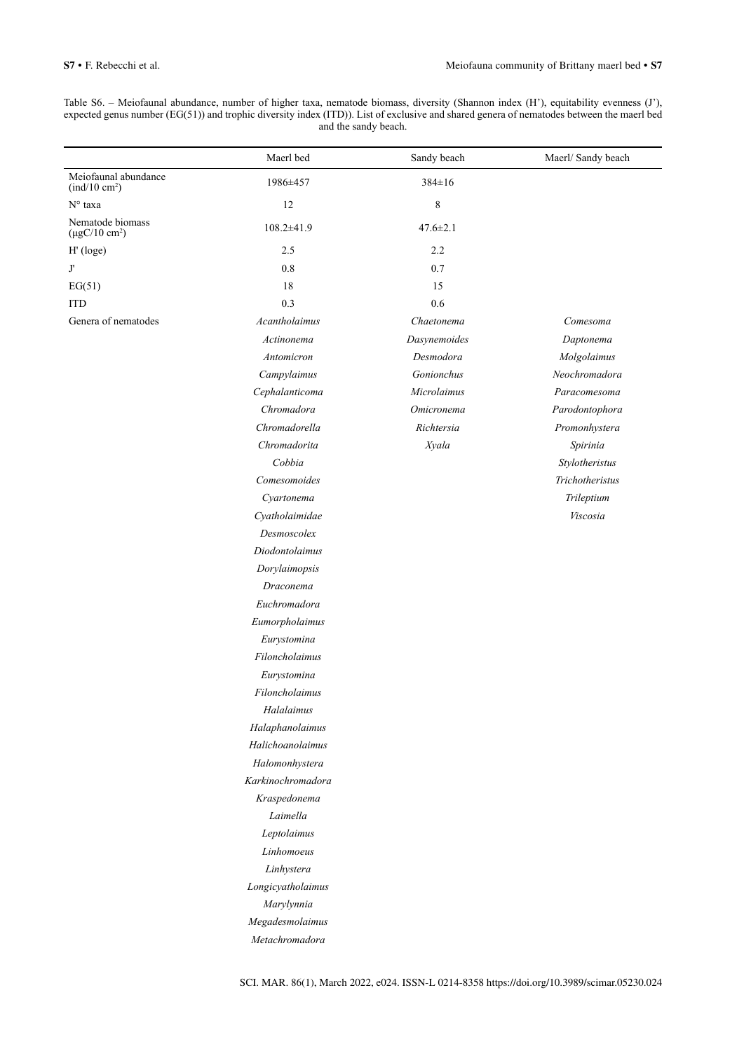Table S6. – Meiofaunal abundance, number of higher taxa, nematode biomass, diversity (Shannon index (H'), equitability evenness (J'), expected genus number (EG(51)) and trophic diversity index (ITD)). List of exclusive and shared genera of nematodes between the maerl bed and the sandy beach.

| | Maerl bed | Sandy beach | Maerl/ Sandy beach |
|---|---|---|---|
| Meiofaunal abundance (ind/10 $cm^2$) | 1986±457 | 384±16 | |
| N° taxa | 12 | 8 | |
| Nematode biomass (µgC/10 $cm^2$) | 108.2±41.9 | 47.6±2.1 | |
| H' (loge) | 2.5 | 2.2 | |
| J' | 0.8 | 0.7 | |
| EG(51) | 18 | 15 | |
| ITD | 0.3 | 0.6 | |
| Genera of nematodes | *Acantholaimus* | *Chaetonema* | *Comesoma* |
| | *Actinonema* | *Dasynemoides* | *Daptonema* |
| | *Antomicron* | *Desmodora* | *Molgolaimus* |
| | *Campylaimus* | *Gonionchus* | *Neochromadora* |
| | *Cephalanticoma* | *Microlaimus* | *Paracomesoma* |
| | *Chromadora* | *Omicronema* | *Parodontophora* |
| | *Chromadorella* | *Richtersia* | *Promonhystera* |
| | *Chromadorita* | *Xyala* | *Spirinia* |
| | *Cobbia* | | *Stylotheristus* |
| | *Comesomoides* | | *Trichotheristus* |
| | *Cyartonema* | | *Trileptium* |
| | *Cyatholaimidae* | | *Viscosia* |
| | *Desmoscolex* | | |
| | *Diodontolaimus* | | |
| | *Dorylaimopsis* | | |
| | *Draconema* | | |
| | *Euchromadora* | | |
| | *Eumorpholaimus* | | |
| | *Eurystomina* | | |
| | *Filoncholaimus* | | |
| | *Eurystomina* | | |
| | *Filoncholaimus* | | |
| | *Halalaimus* | | |
| | *Halaphanolaimus* | | |
| | *Halichoanolaimus* | | |
| | *Halomonhystera* | | |
| | *Karkinochromadora* | | |
| | *Kraspedonema* | | |
| | *Laimella* | | |
| | *Leptolaimus* | | |
| | *Linhomoeus* | | |
| | *Linhystera* | | |
| | *Longicyatholaimus* | | |
| | *Marylynnia* | | |
| | *Megadesmolaimus* | | |
| | *Metachromadora* | | |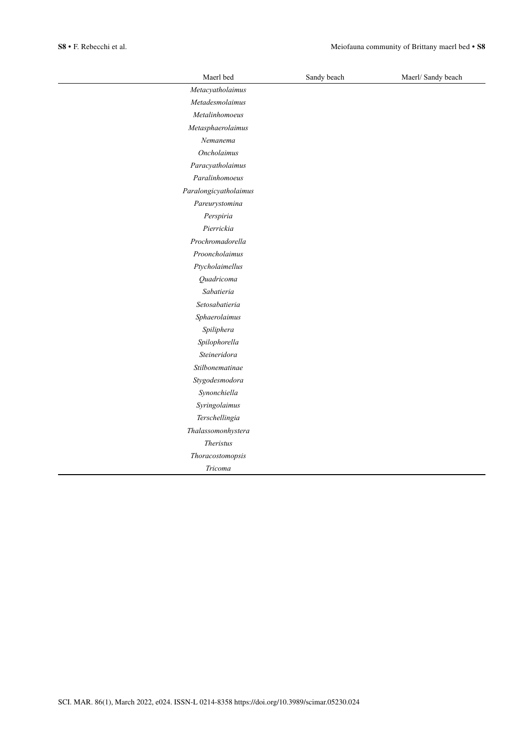| Maerl bed | Sandy beach | Maerl/ Sandy beach |
|---|---|---|
| *Metacyatholaimus* | | |
| *Metadesmolaimus* | | |
| *Metalinhomoeus* | | |
| *Metasphaerolaimus* | | |
| *Nemanema* | | |
| *Oncholaimus* | | |
| *Paracyatholaimus* | | |
| *Paralinhomoeus* | | |
| *Paralongicyatholaimus* | | |
| *Pareurystomina* | | |
| *Perspiria* | | |
| *Pierrickia* | | |
| *Prochromadorella* | | |
| *Prooncholaimus* | | |
| *Ptycholaimellus* | | |
| *Quadricoma* | | |
| *Sabatieria* | | |
| *Setosabatieria* | | |
| *Sphaerolaimus* | | |
| *Spiliphera* | | |
| *Spilophorella* | | |
| *Steineridora* | | |
| *Stilbonematinae* | | |
| *Stygodesmodora* | | |
| *Synonchiella* | | |
| *Syringolaimus* | | |
| *Terschellingia* | | |
| *Thalassomonhystera* | | |
| *Theristus* | | |
| *Thoracostomopsis* | | |
| *Tricoma* | | |